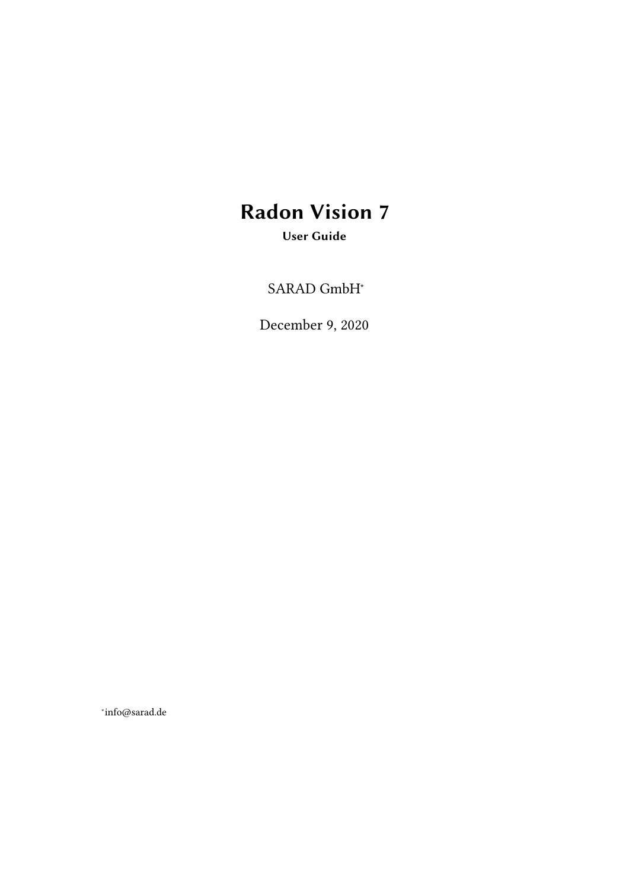# Radon Vision 7

**User Guide**

SARAD GmbH[*]

December 9, 2020

[*]info@sarad.de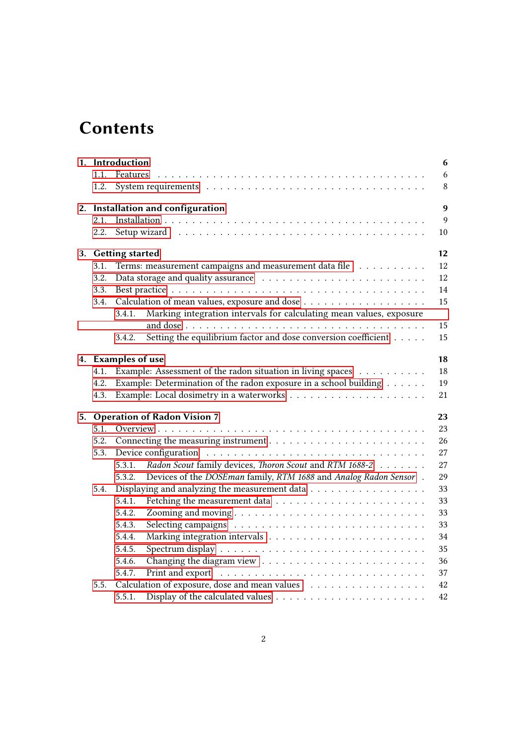# Contents

**1. Introduction** 6

- 1.1. Features 6
- 1.2. System requirements 8

**2. Installation and configuration** 9

- 2.1. Installation 9
- 2.2. Setup wizard 10

**3. Getting started** 12

- 3.1. Terms: measurement campaigns and measurement data file 12
- 3.2. Data storage and quality assurance 12
- 3.3. Best practice 14
- 3.4. Calculation of mean values, exposure and dose 15
  - 3.4.1. Marking integration intervals for calculating mean values, exposure and dose 15
  - 3.4.2. Setting the equilibrium factor and dose conversion coefficient 15

**4. Examples of use** 18

- 4.1. Example: Assessment of the radon situation in living spaces 18
- 4.2. Example: Determination of the radon exposure in a school building 19
- 4.3. Example: Local dosimetry in a waterworks 21

**5. Operation of Radon Vision 7** 23

- 5.1. Overview 23
- 5.2. Connecting the measuring instrument 26
- 5.3. Device configuration 27
  - 5.3.1. *Radon Scout* family devices, *Thoron Scout* and *RTM 1688-2* 27
  - 5.3.2. Devices of the *DOSEman* family, *RTM 1688* and *Analog Radon Sensor* 29
- 5.4. Displaying and analyzing the measurement data 33
  - 5.4.1. Fetching the measurement data 33
  - 5.4.2. Zooming and moving 33
  - 5.4.3. Selecting campaigns 33
  - 5.4.4. Marking integration intervals 34
  - 5.4.5. Spectrum display 35
  - 5.4.6. Changing the diagram view 36
  - 5.4.7. Print and export 37
- 5.5. Calculation of exposure, dose and mean values 42
  - 5.5.1. Display of the calculated values 42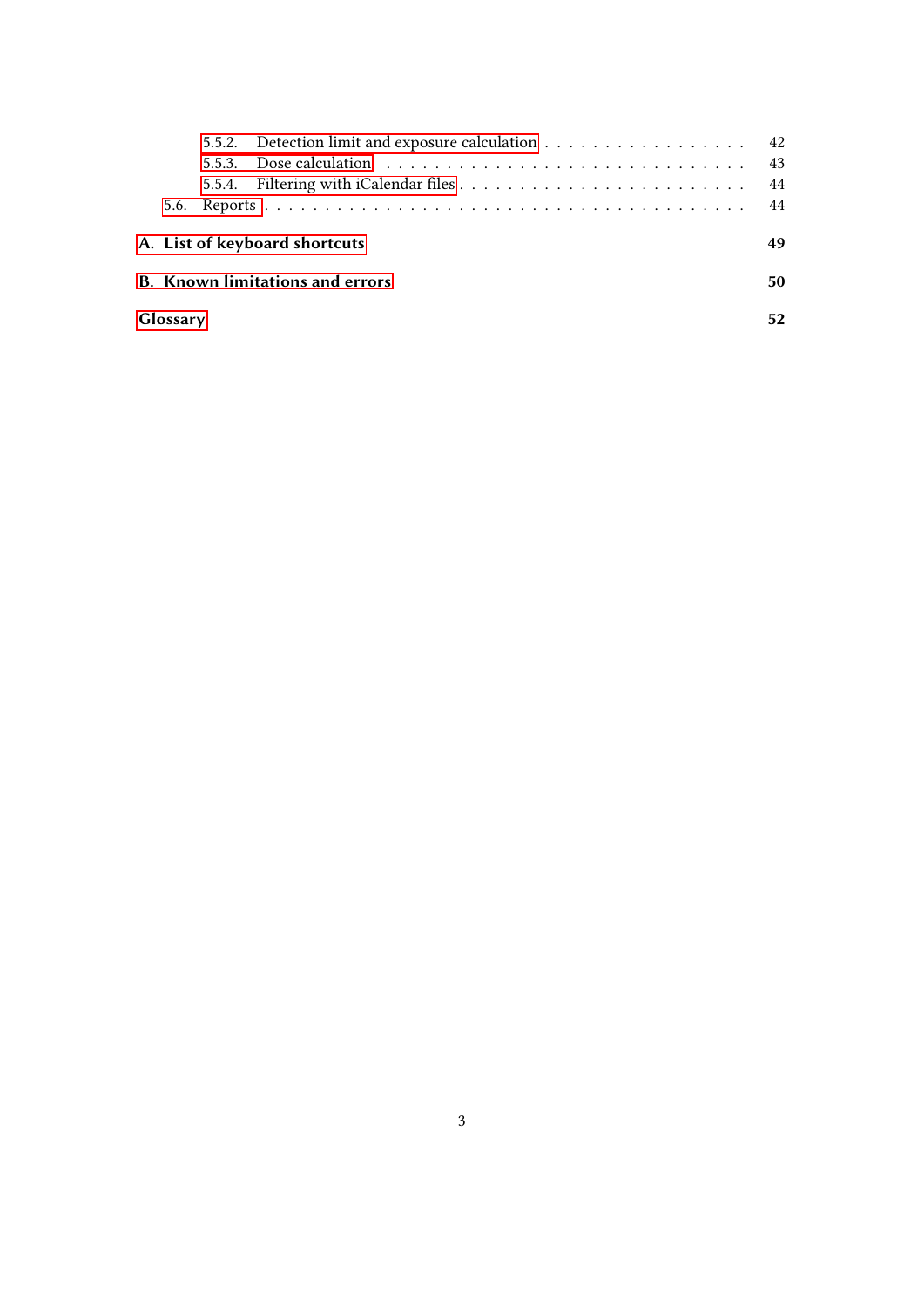- 5.5.2. Detection limit and exposure calculation . . . . . . . . . . . . . . . . . 42
- 5.5.3. Dose calculation . . . . . . . . . . . . . . . . . . . . . . . . . . . . 43
- 5.5.4. Filtering with iCalendar files . . . . . . . . . . . . . . . . . . . . . . . 44
- 5.6. Reports . . . . . . . . . . . . . . . . . . . . . . . . . . . . . . . . . . . 44

**A. List of keyboard shortcuts** **49**

**B. Known limitations and errors** **50**

**Glossary** **52**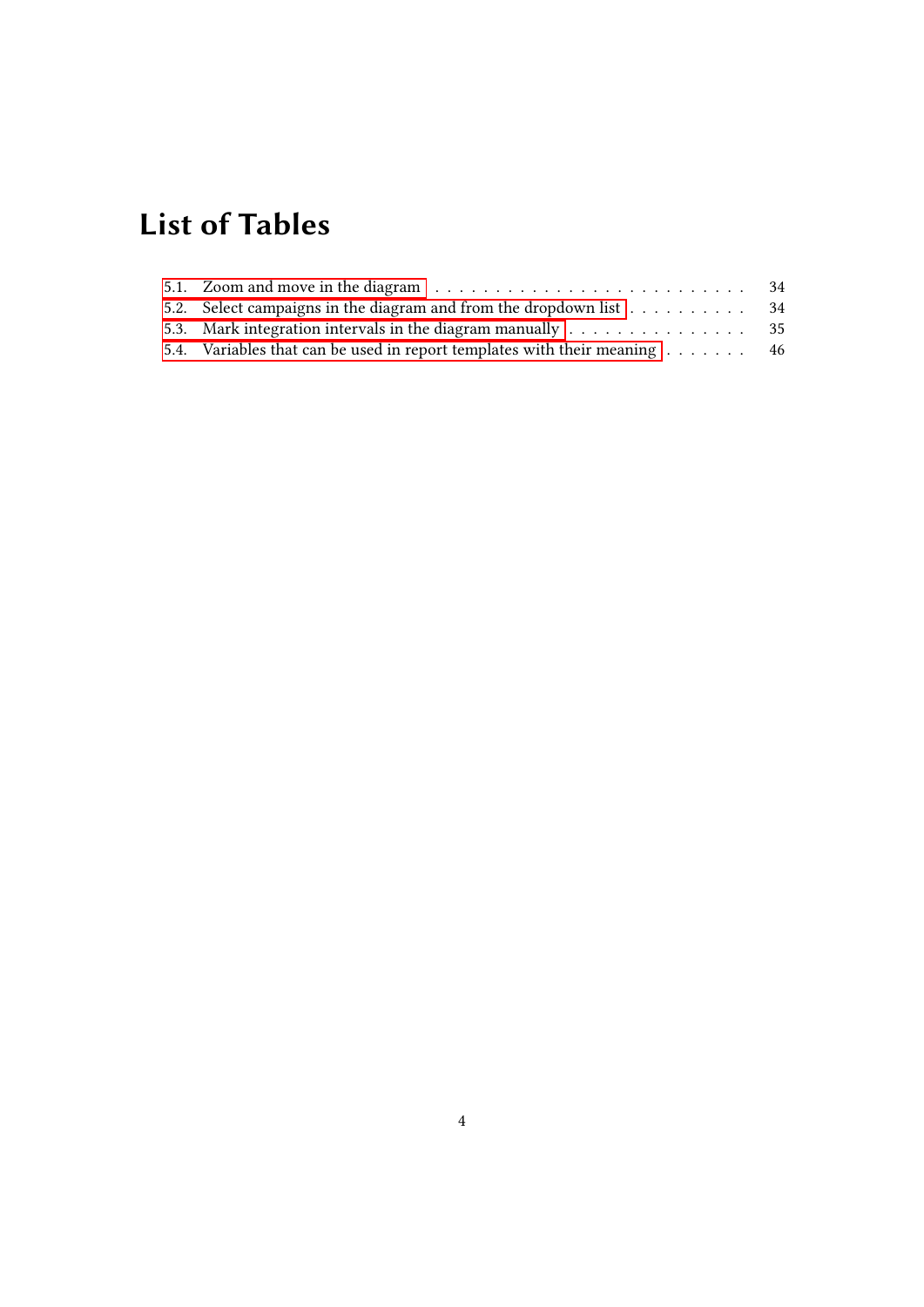# List of Tables

5.1. Zoom and move in the diagram . . . . . . . . . . . . . . . . . . . . . . . . . . 34
5.2. Select campaigns in the diagram and from the dropdown list . . . . . . . . . . . 34
5.3. Mark integration intervals in the diagram manually . . . . . . . . . . . . . . . . 35
5.4. Variables that can be used in report templates with their meaning . . . . . . . 46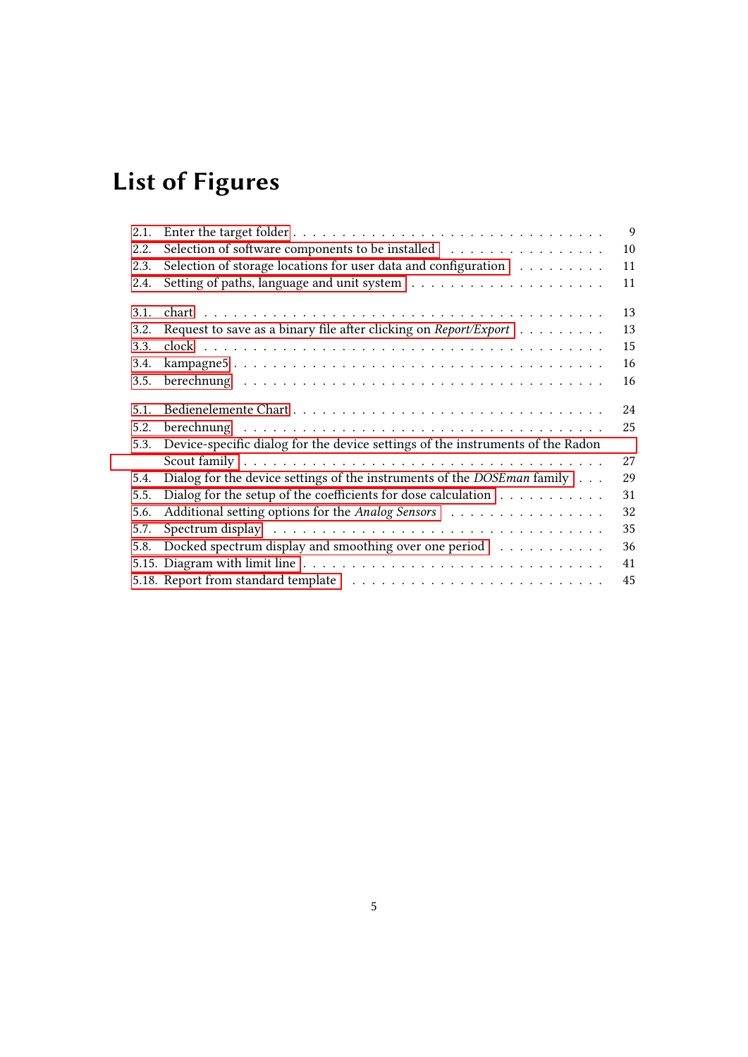# List of Figures

2.1. Enter the target folder . . . 9
2.2. Selection of software components to be installed . . . 10
2.3. Selection of storage locations for user data and configuration . . . 11
2.4. Setting of paths, language and unit system . . . 11

3.1. chart . . . 13
3.2. Request to save as a binary file after clicking on *Report/Export* . . . 13
3.3. clock . . . 15
3.4. kampagne5 . . . 16
3.5. berechnung . . . 16

5.1. Bedienelemente Chart . . . 24
5.2. berechnung . . . 25
5.3. Device-specific dialog for the device settings of the instruments of the Radon Scout family . . . 27
5.4. Dialog for the device settings of the instruments of the *DOSEman* family . . . 29
5.5. Dialog for the setup of the coefficients for dose calculation . . . 31
5.6. Additional setting options for the *Analog Sensors* . . . 32
5.7. Spectrum display . . . 35
5.8. Docked spectrum display and smoothing over one period . . . 36
5.15. Diagram with limit line . . . 41
5.18. Report from standard template . . . 45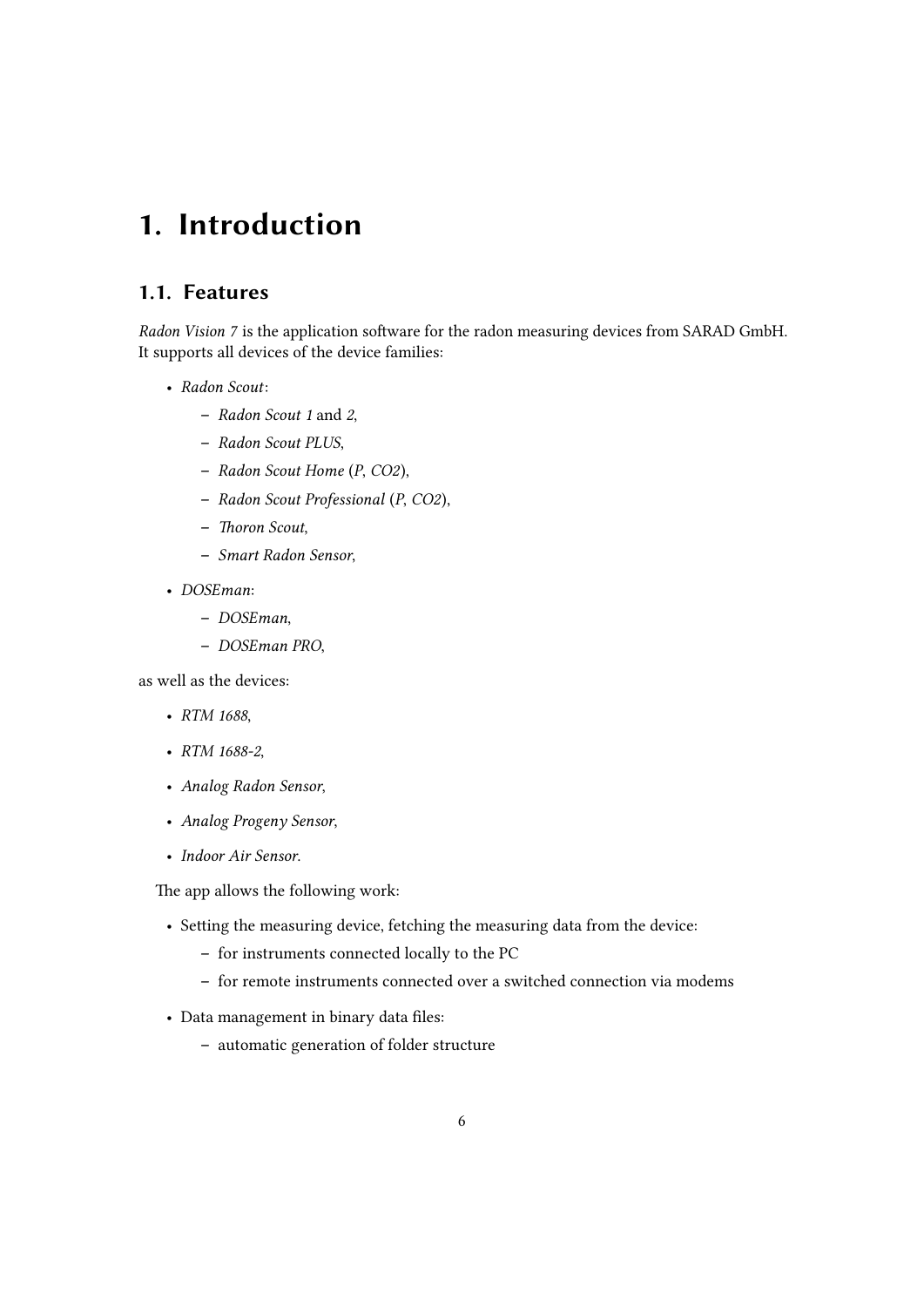# 1. Introduction

## 1.1. Features

*Radon Vision 7* is the application software for the radon measuring devices from SARAD GmbH. It supports all devices of the device families:

- *Radon Scout*:
  - *Radon Scout 1* and *2*,
  - *Radon Scout PLUS*,
  - *Radon Scout Home* (*P*, *CO2*),
  - *Radon Scout Professional* (*P*, *CO2*),
  - *Thoron Scout*,
  - *Smart Radon Sensor*,
- *DOSEman*:
  - *DOSEman*,
  - *DOSEman PRO*,

as well as the devices:

- *RTM 1688*,
- *RTM 1688-2*,
- *Analog Radon Sensor*,
- *Analog Progeny Sensor*,
- *Indoor Air Sensor*.

The app allows the following work:

- Setting the measuring device, fetching the measuring data from the device:
  - for instruments connected locally to the PC
  - for remote instruments connected over a switched connection via modems
- Data management in binary data files:
  - automatic generation of folder structure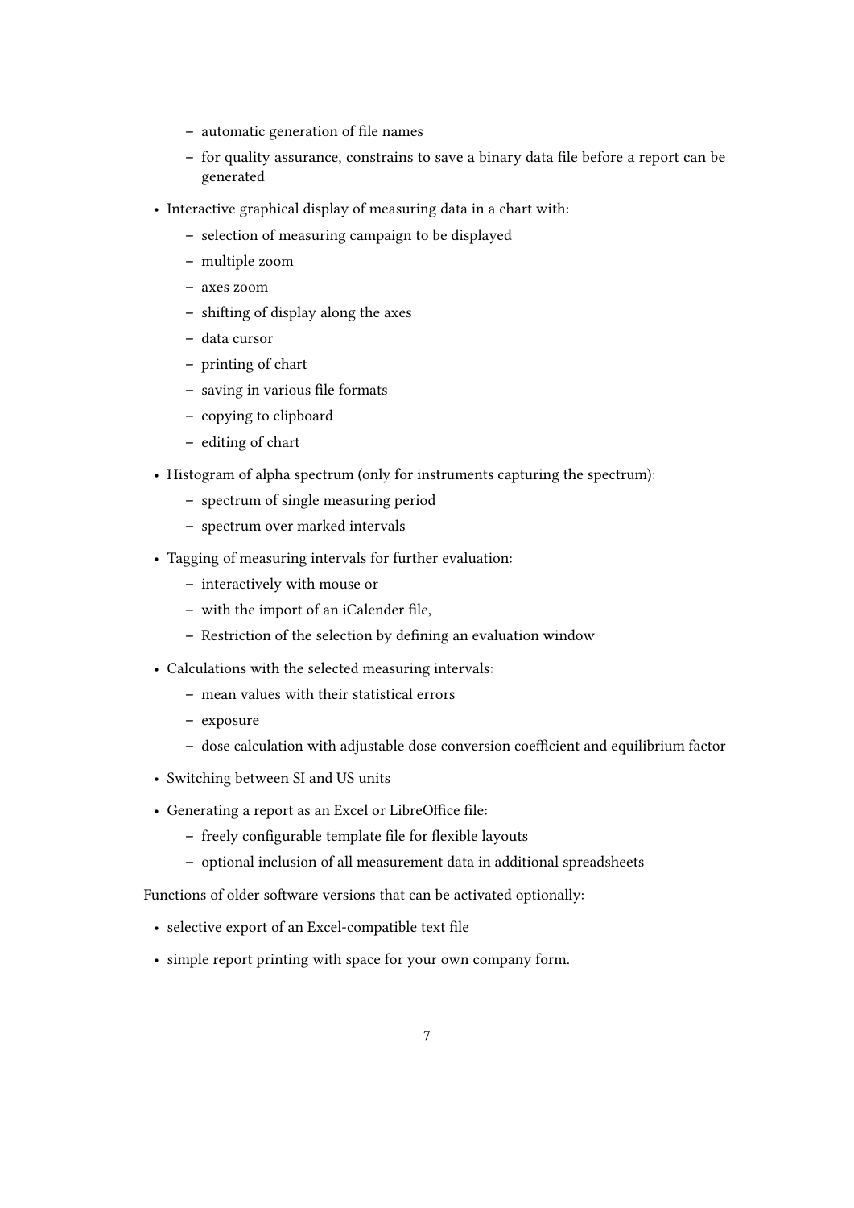- automatic generation of file names
  - for quality assurance, constrains to save a binary data file before a report can be generated

- Interactive graphical display of measuring data in a chart with:
  - selection of measuring campaign to be displayed
  - multiple zoom
  - axes zoom
  - shifting of display along the axes
  - data cursor
  - printing of chart
  - saving in various file formats
  - copying to clipboard
  - editing of chart

- Histogram of alpha spectrum (only for instruments capturing the spectrum):
  - spectrum of single measuring period
  - spectrum over marked intervals

- Tagging of measuring intervals for further evaluation:
  - interactively with mouse or
  - with the import of an iCalender file,
  - Restriction of the selection by defining an evaluation window

- Calculations with the selected measuring intervals:
  - mean values with their statistical errors
  - exposure
  - dose calculation with adjustable dose conversion coefficient and equilibrium factor

- Switching between SI and US units

- Generating a report as an Excel or LibreOffice file:
  - freely configurable template file for flexible layouts
  - optional inclusion of all measurement data in additional spreadsheets

Functions of older software versions that can be activated optionally:

- selective export of an Excel-compatible text file
- simple report printing with space for your own company form.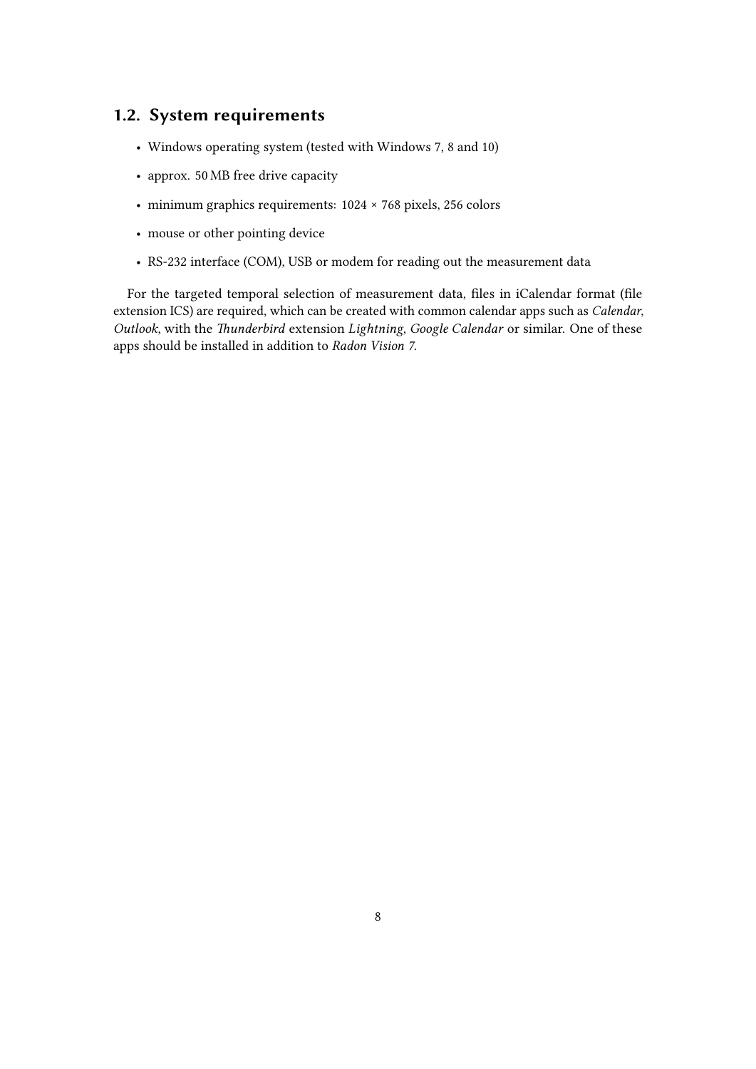## 1.2. System requirements

- Windows operating system (tested with Windows 7, 8 and 10)
- approx. 50 MB free drive capacity
- minimum graphics requirements: 1024 × 768 pixels, 256 colors
- mouse or other pointing device
- RS-232 interface (COM), USB or modem for reading out the measurement data

For the targeted temporal selection of measurement data, files in iCalendar format (file extension ICS) are required, which can be created with common calendar apps such as *Calendar*, *Outlook*, with the *Thunderbird* extension *Lightning*, *Google Calendar* or similar. One of these apps should be installed in addition to *Radon Vision 7*.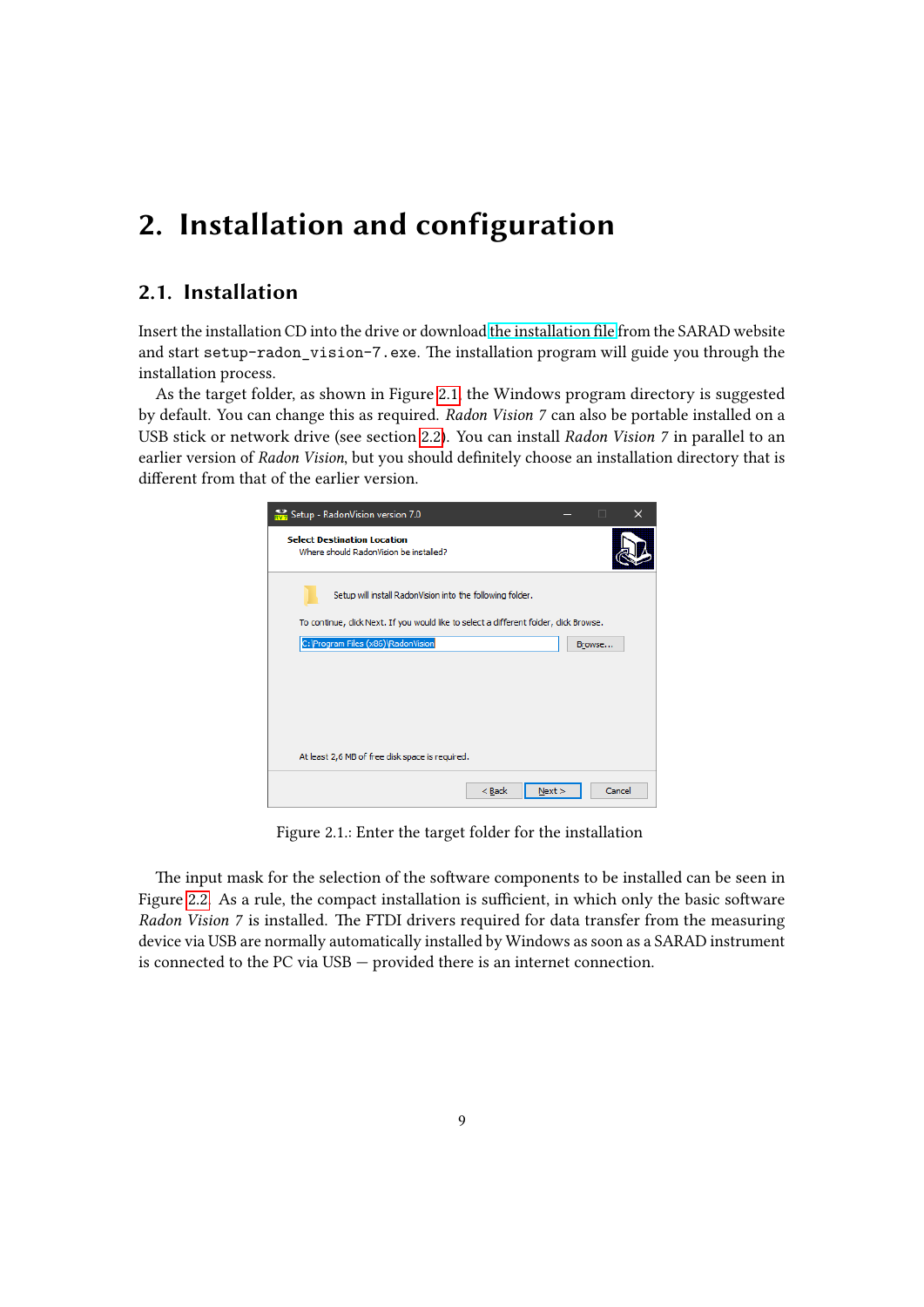# 2. Installation and configuration

## 2.1. Installation

Insert the installation CD into the drive or download the installation file from the SARAD website and start `setup-radon_vision-7.exe`. The installation program will guide you through the installation process.

As the target folder, as shown in Figure 2.1, the Windows program directory is suggested by default. You can change this as required. *Radon Vision 7* can also be portable installed on a USB stick or network drive (see section 2.2). You can install *Radon Vision 7* in parallel to an earlier version of *Radon Vision*, but you should definitely choose an installation directory that is different from that of the earlier version.

Figure 2.1.: Enter the target folder for the installation

The input mask for the selection of the software components to be installed can be seen in Figure 2.2. As a rule, the compact installation is sufficient, in which only the basic software *Radon Vision 7* is installed. The FTDI drivers required for data transfer from the measuring device via USB are normally automatically installed by Windows as soon as a SARAD instrument is connected to the PC via USB — provided there is an internet connection.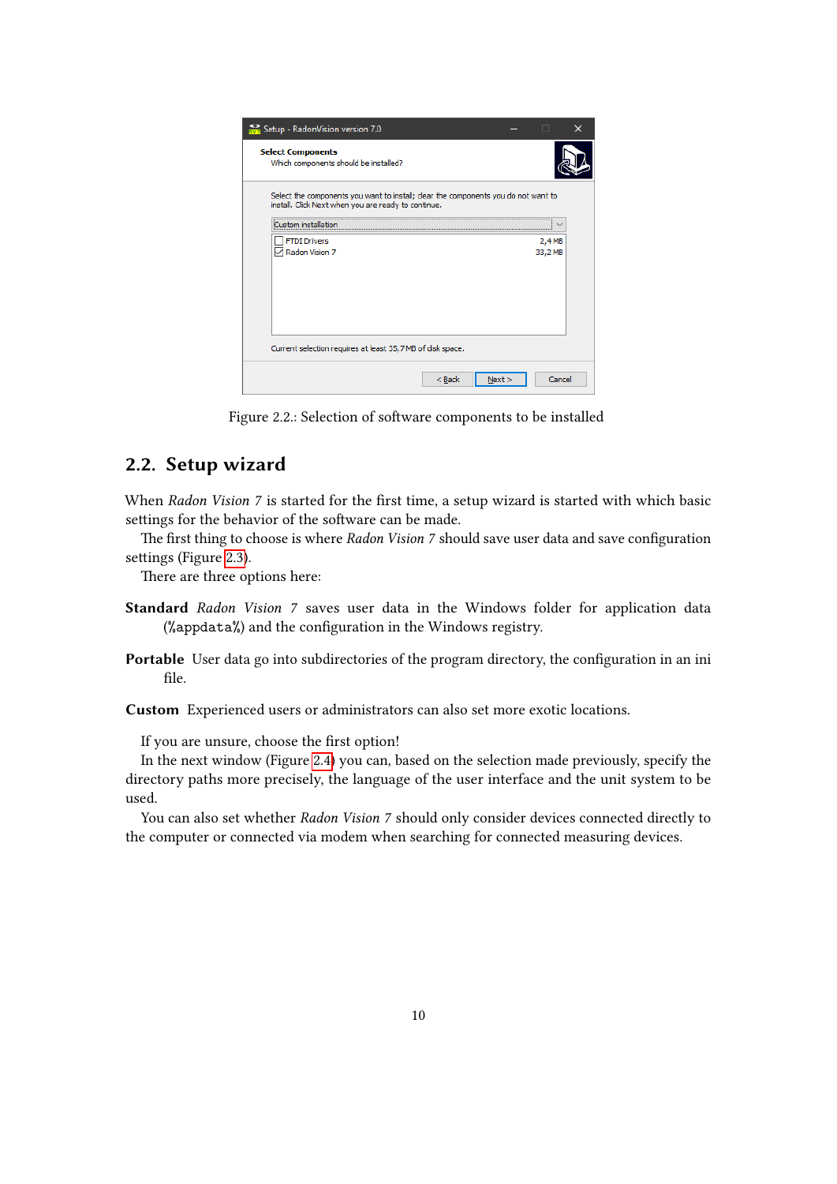Figure 2.2.: Selection of software components to be installed

## 2.2. Setup wizard

When *Radon Vision 7* is started for the first time, a setup wizard is started with which basic settings for the behavior of the software can be made.

The first thing to choose is where *Radon Vision 7* should save user data and save configuration settings (Figure 2.3).

There are three options here:

**Standard** *Radon Vision 7* saves user data in the Windows folder for application data (`%appdata%`) and the configuration in the Windows registry.

**Portable** User data go into subdirectories of the program directory, the configuration in an ini file.

**Custom** Experienced users or administrators can also set more exotic locations.

If you are unsure, choose the first option!

In the next window (Figure 2.4) you can, based on the selection made previously, specify the directory paths more precisely, the language of the user interface and the unit system to be used.

You can also set whether *Radon Vision 7* should only consider devices connected directly to the computer or connected via modem when searching for connected measuring devices.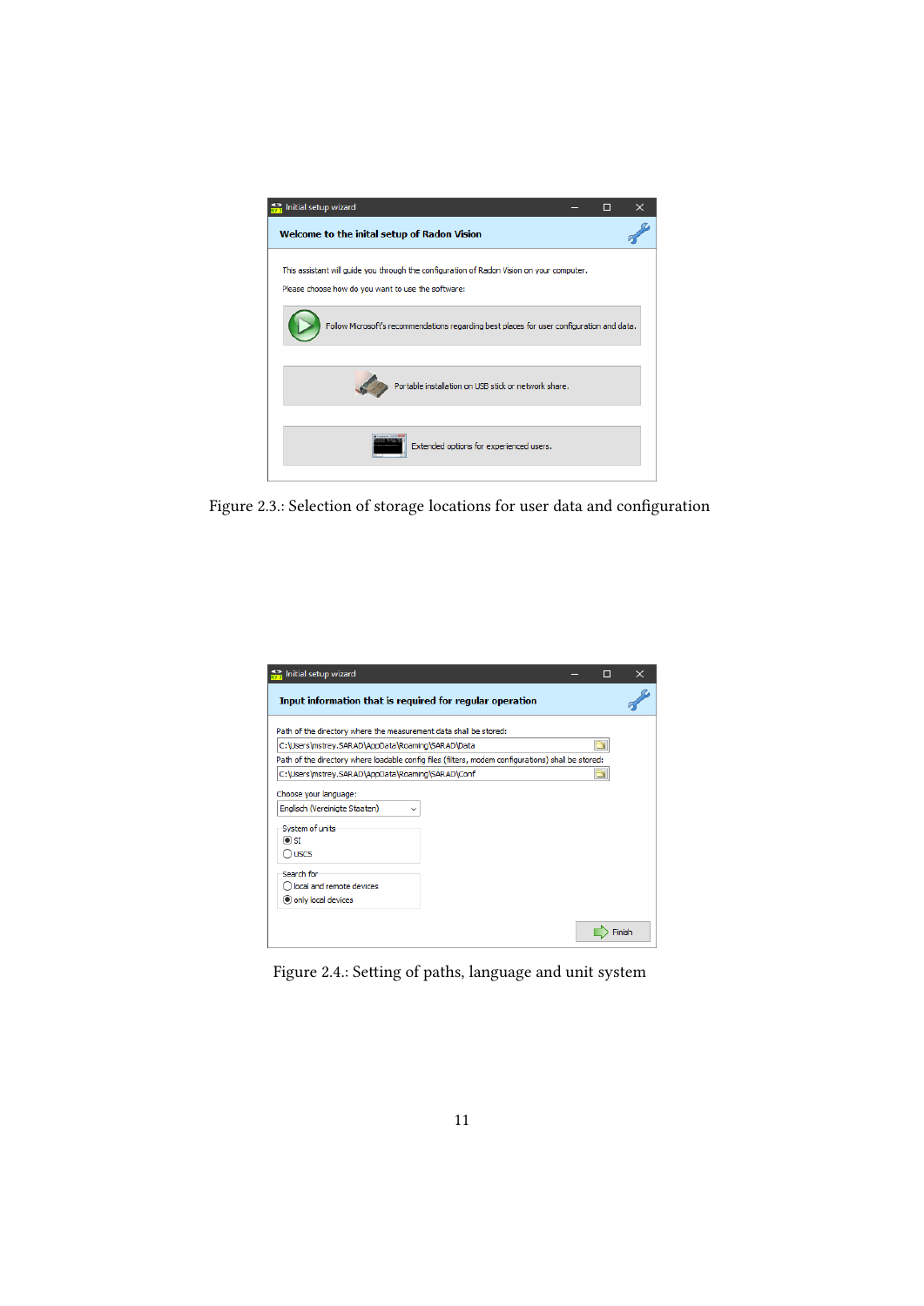Figure 2.3.: Selection of storage locations for user data and configuration

Figure 2.4.: Setting of paths, language and unit system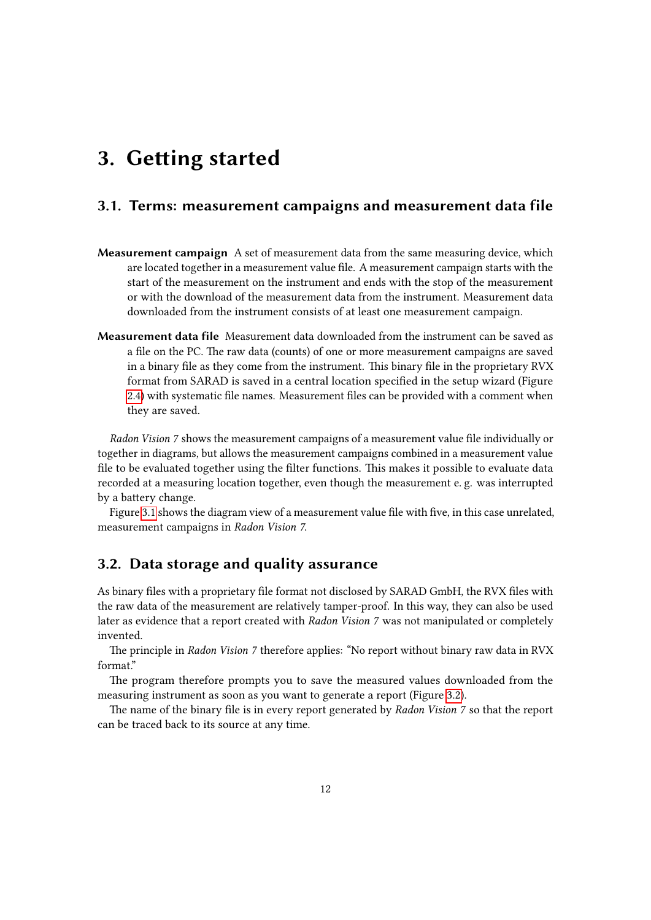# 3. Getting started

## 3.1. Terms: measurement campaigns and measurement data file

**Measurement campaign** A set of measurement data from the same measuring device, which are located together in a measurement value file. A measurement campaign starts with the start of the measurement on the instrument and ends with the stop of the measurement or with the download of the measurement data from the instrument. Measurement data downloaded from the instrument consists of at least one measurement campaign.

**Measurement data file** Measurement data downloaded from the instrument can be saved as a file on the PC. The raw data (counts) of one or more measurement campaigns are saved in a binary file as they come from the instrument. This binary file in the proprietary RVX format from SARAD is saved in a central location specified in the setup wizard (Figure 2.4) with systematic file names. Measurement files can be provided with a comment when they are saved.

*Radon Vision 7* shows the measurement campaigns of a measurement value file individually or together in diagrams, but allows the measurement campaigns combined in a measurement value file to be evaluated together using the filter functions. This makes it possible to evaluate data recorded at a measuring location together, even though the measurement e. g. was interrupted by a battery change.

Figure 3.1 shows the diagram view of a measurement value file with five, in this case unrelated, measurement campaigns in *Radon Vision 7*.

## 3.2. Data storage and quality assurance

As binary files with a proprietary file format not disclosed by SARAD GmbH, the RVX files with the raw data of the measurement are relatively tamper-proof. In this way, they can also be used later as evidence that a report created with *Radon Vision 7* was not manipulated or completely invented.

The principle in *Radon Vision 7* therefore applies: "No report without binary raw data in RVX format."

The program therefore prompts you to save the measured values downloaded from the measuring instrument as soon as you want to generate a report (Figure 3.2).

The name of the binary file is in every report generated by *Radon Vision 7* so that the report can be traced back to its source at any time.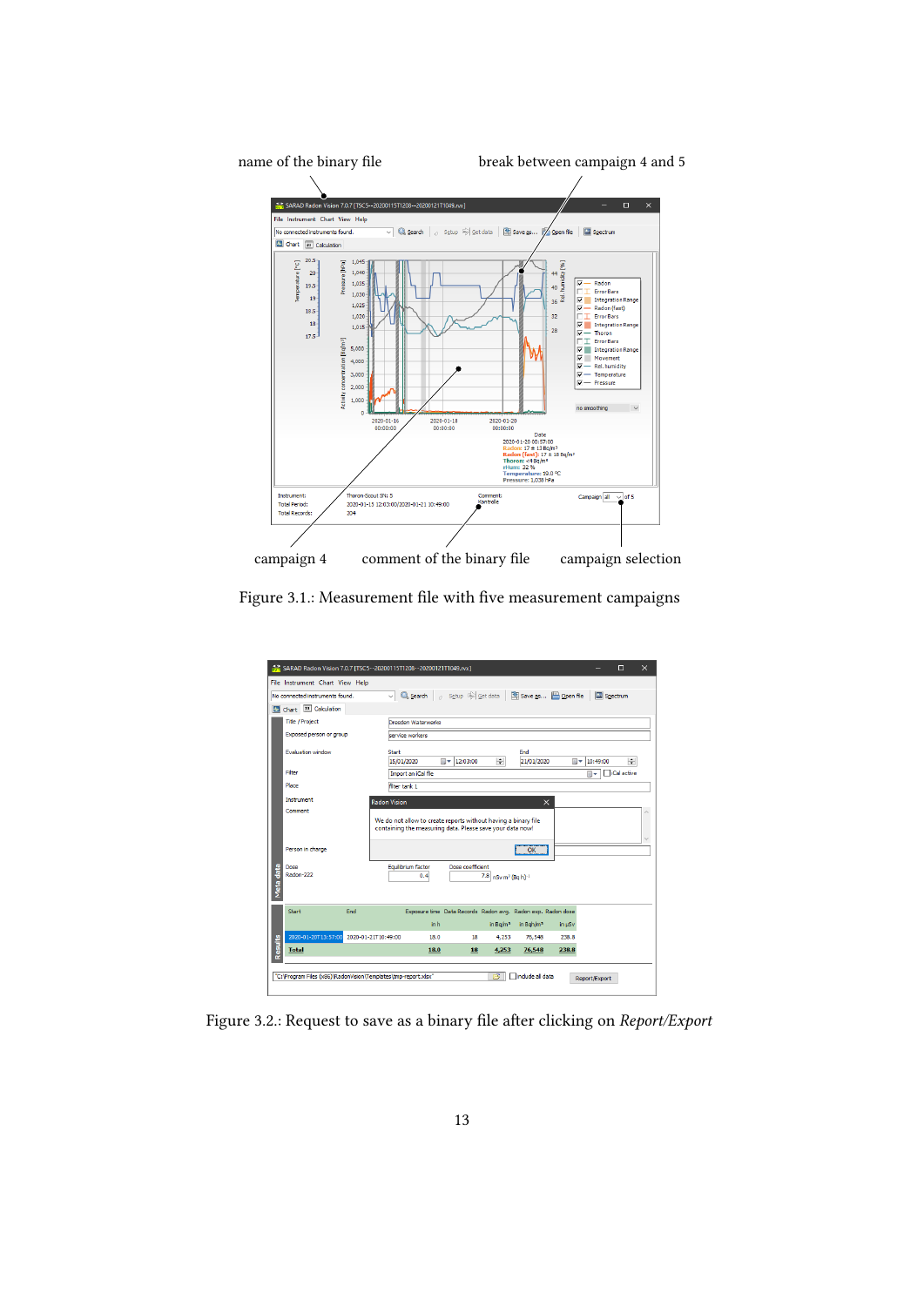name of the binary file

break between campaign 4 and 5

campaign 4

comment of the binary file

campaign selection

Figure 3.1.: Measurement file with five measurement campaigns

Figure 3.2.: Request to save as a binary file after clicking on *Report/Export*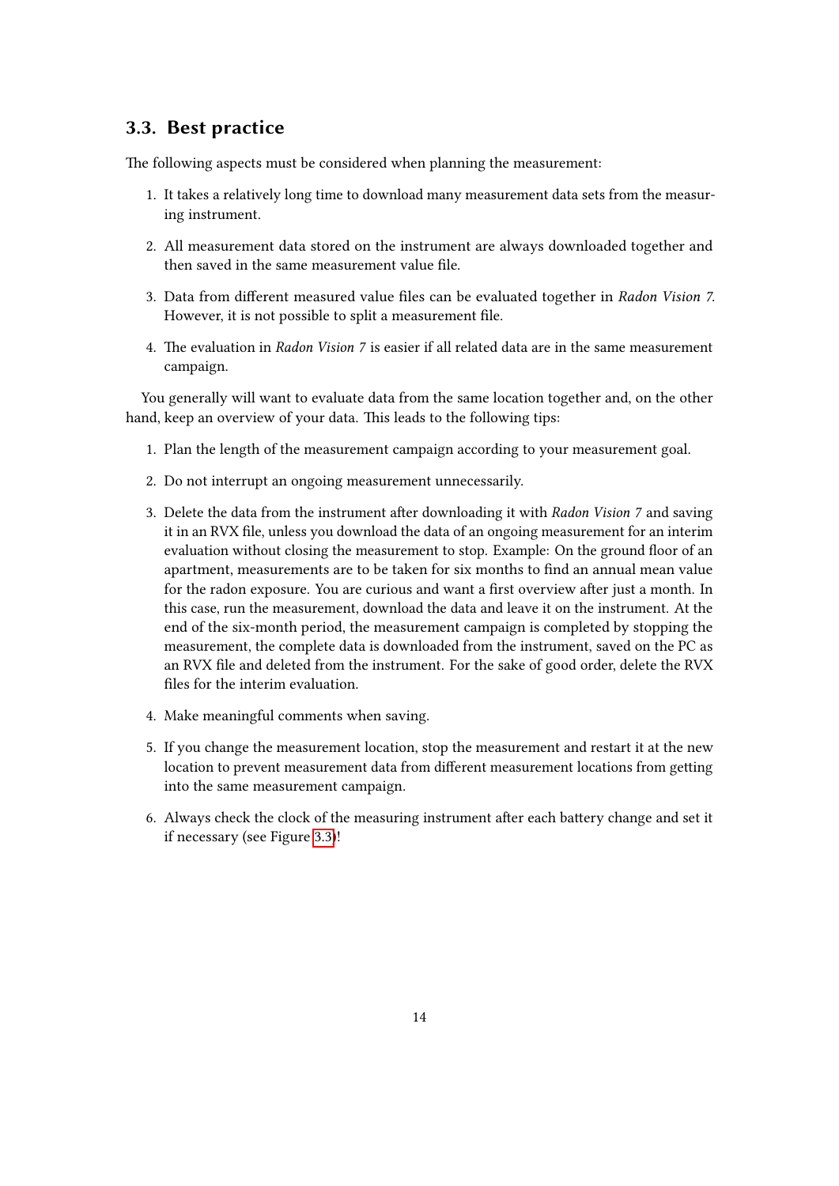## 3.3. Best practice

The following aspects must be considered when planning the measurement:

1. It takes a relatively long time to download many measurement data sets from the measuring instrument.
2. All measurement data stored on the instrument are always downloaded together and then saved in the same measurement value file.
3. Data from different measured value files can be evaluated together in *Radon Vision 7*. However, it is not possible to split a measurement file.
4. The evaluation in *Radon Vision 7* is easier if all related data are in the same measurement campaign.

You generally will want to evaluate data from the same location together and, on the other hand, keep an overview of your data. This leads to the following tips:

1. Plan the length of the measurement campaign according to your measurement goal.
2. Do not interrupt an ongoing measurement unnecessarily.
3. Delete the data from the instrument after downloading it with *Radon Vision 7* and saving it in an RVX file, unless you download the data of an ongoing measurement for an interim evaluation without closing the measurement to stop. Example: On the ground floor of an apartment, measurements are to be taken for six months to find an annual mean value for the radon exposure. You are curious and want a first overview after just a month. In this case, run the measurement, download the data and leave it on the instrument. At the end of the six-month period, the measurement campaign is completed by stopping the measurement, the complete data is downloaded from the instrument, saved on the PC as an RVX file and deleted from the instrument. For the sake of good order, delete the RVX files for the interim evaluation.
4. Make meaningful comments when saving.
5. If you change the measurement location, stop the measurement and restart it at the new location to prevent measurement data from different measurement locations from getting into the same measurement campaign.
6. Always check the clock of the measuring instrument after each battery change and set it if necessary (see Figure 3.3)!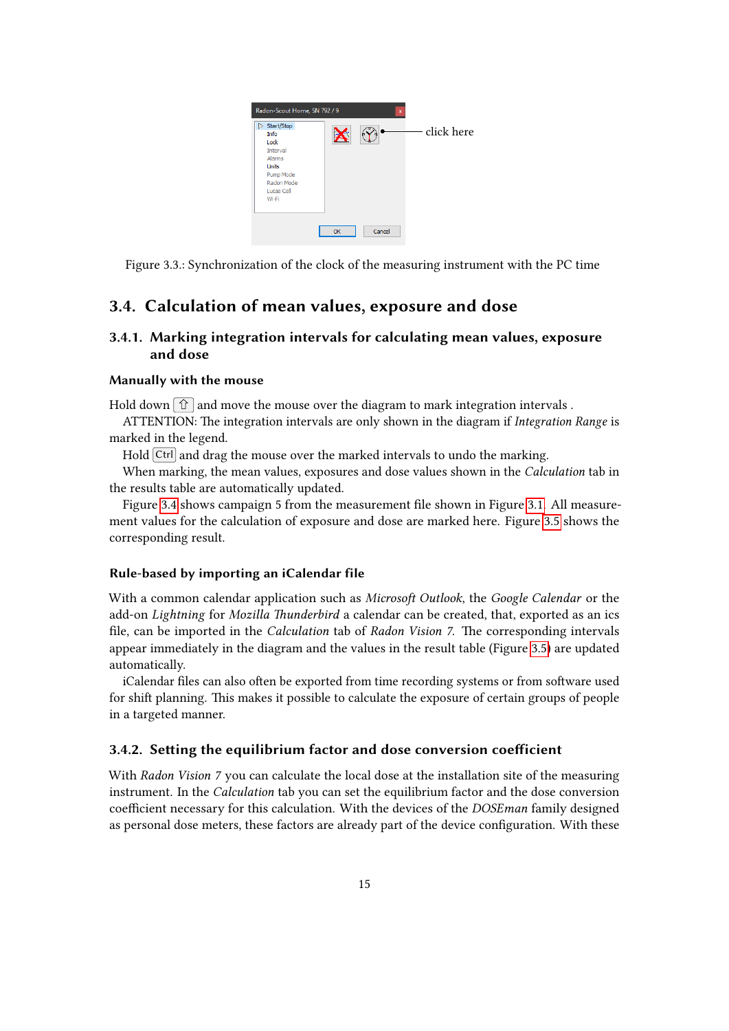Figure 3.3.: Synchronization of the clock of the measuring instrument with the PC time

## 3.4. Calculation of mean values, exposure and dose

### 3.4.1. Marking integration intervals for calculating mean values, exposure and dose

#### Manually with the mouse

Hold down ⇧ and move the mouse over the diagram to mark integration intervals .

ATTENTION: The integration intervals are only shown in the diagram if *Integration Range* is marked in the legend.

Hold Ctrl and drag the mouse over the marked intervals to undo the marking.

When marking, the mean values, exposures and dose values shown in the *Calculation* tab in the results table are automatically updated.

Figure 3.4 shows campaign 5 from the measurement file shown in Figure 3.1. All measurement values for the calculation of exposure and dose are marked here. Figure 3.5 shows the corresponding result.

#### Rule-based by importing an iCalendar file

With a common calendar application such as *Microsoft Outlook*, the *Google Calendar* or the add-on *Lightning* for *Mozilla Thunderbird* a calendar can be created, that, exported as an ics file, can be imported in the *Calculation* tab of *Radon Vision 7*. The corresponding intervals appear immediately in the diagram and the values in the result table (Figure 3.5) are updated automatically.

iCalendar files can also often be exported from time recording systems or from software used for shift planning. This makes it possible to calculate the exposure of certain groups of people in a targeted manner.

### 3.4.2. Setting the equilibrium factor and dose conversion coefficient

With *Radon Vision 7* you can calculate the local dose at the installation site of the measuring instrument. In the *Calculation* tab you can set the equilibrium factor and the dose conversion coefficient necessary for this calculation. With the devices of the *DOSEman* family designed as personal dose meters, these factors are already part of the device configuration. With these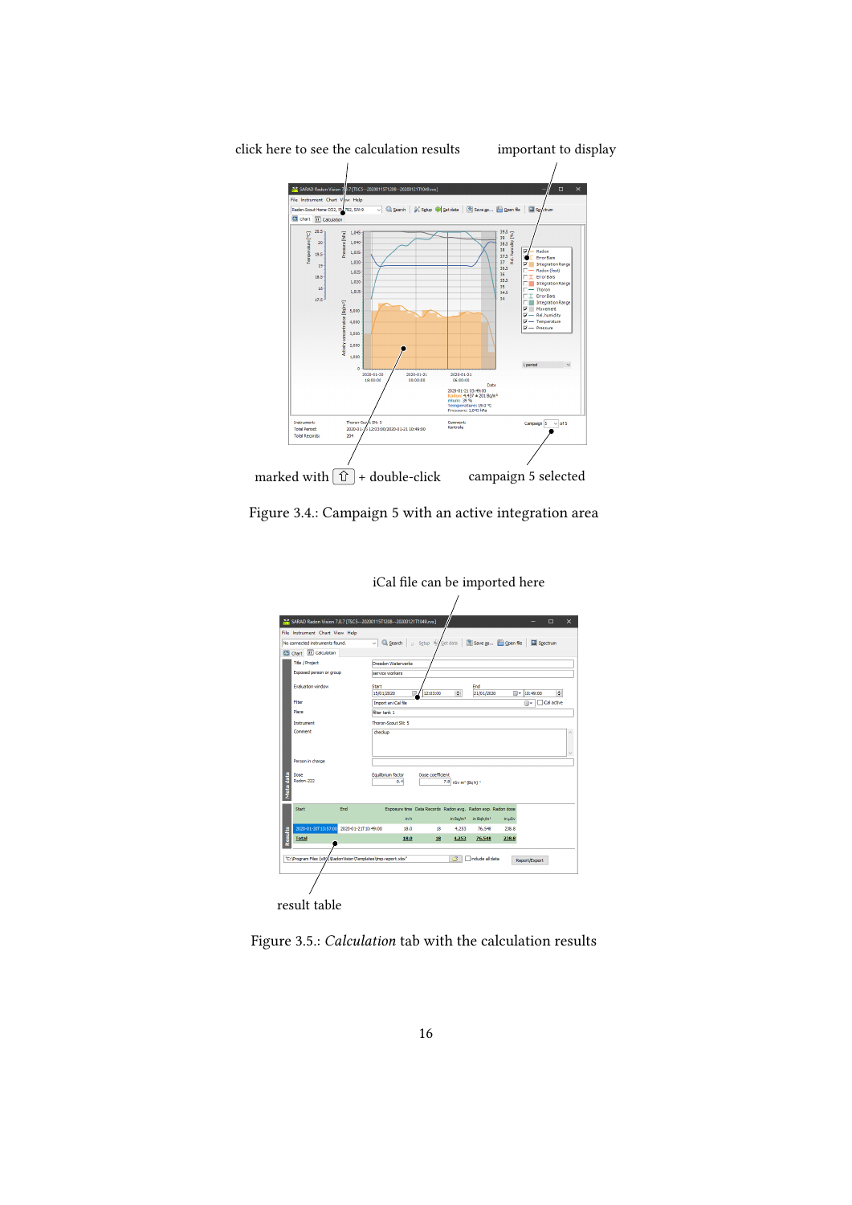click here to see the calculation results

important to display

marked with ⇧ + double-click

campaign 5 selected

Figure 3.4.: Campaign 5 with an active integration area

iCal file can be imported here

result table

Figure 3.5.: *Calculation* tab with the calculation results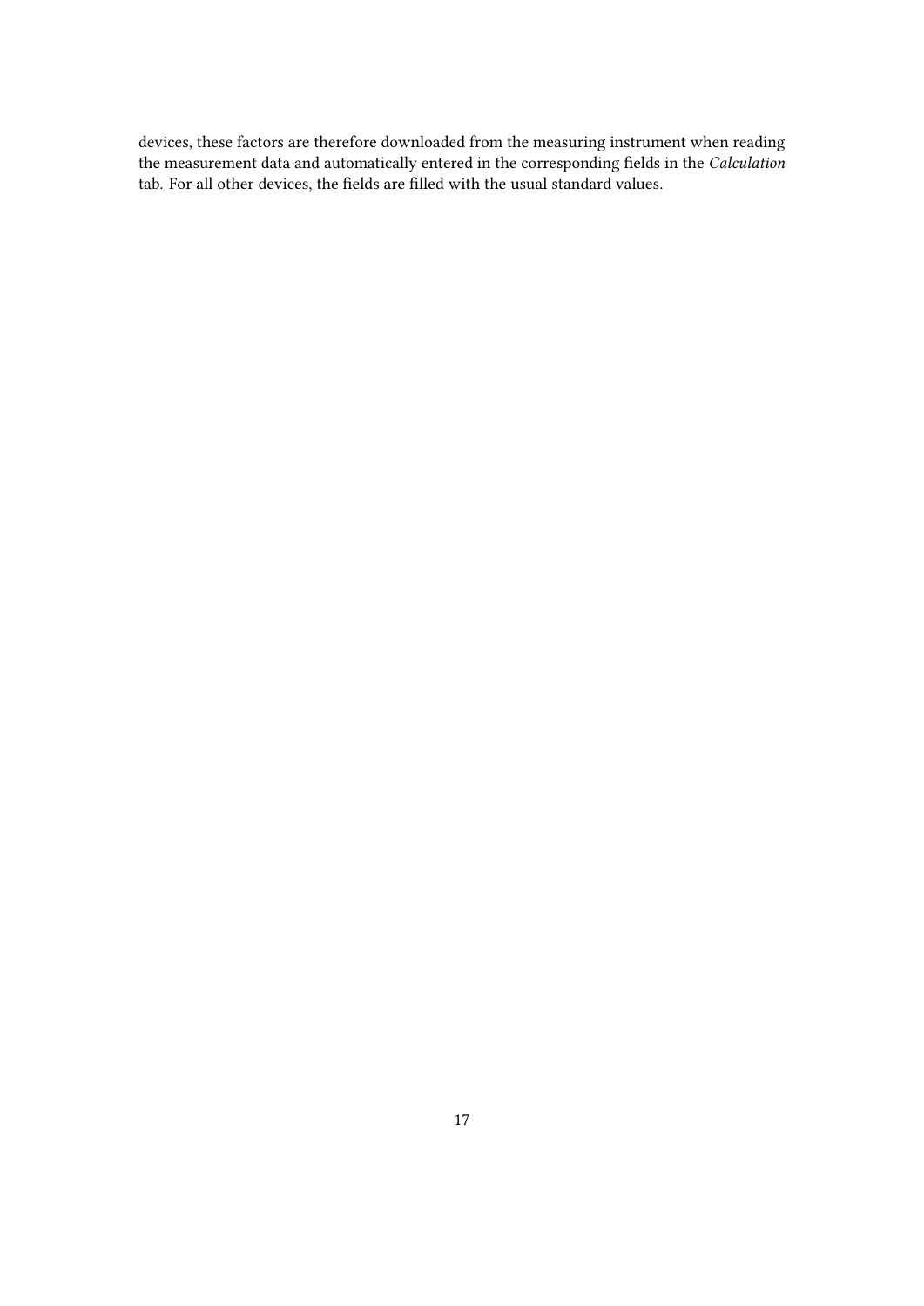devices, these factors are therefore downloaded from the measuring instrument when reading the measurement data and automatically entered in the corresponding fields in the *Calculation* tab. For all other devices, the fields are filled with the usual standard values.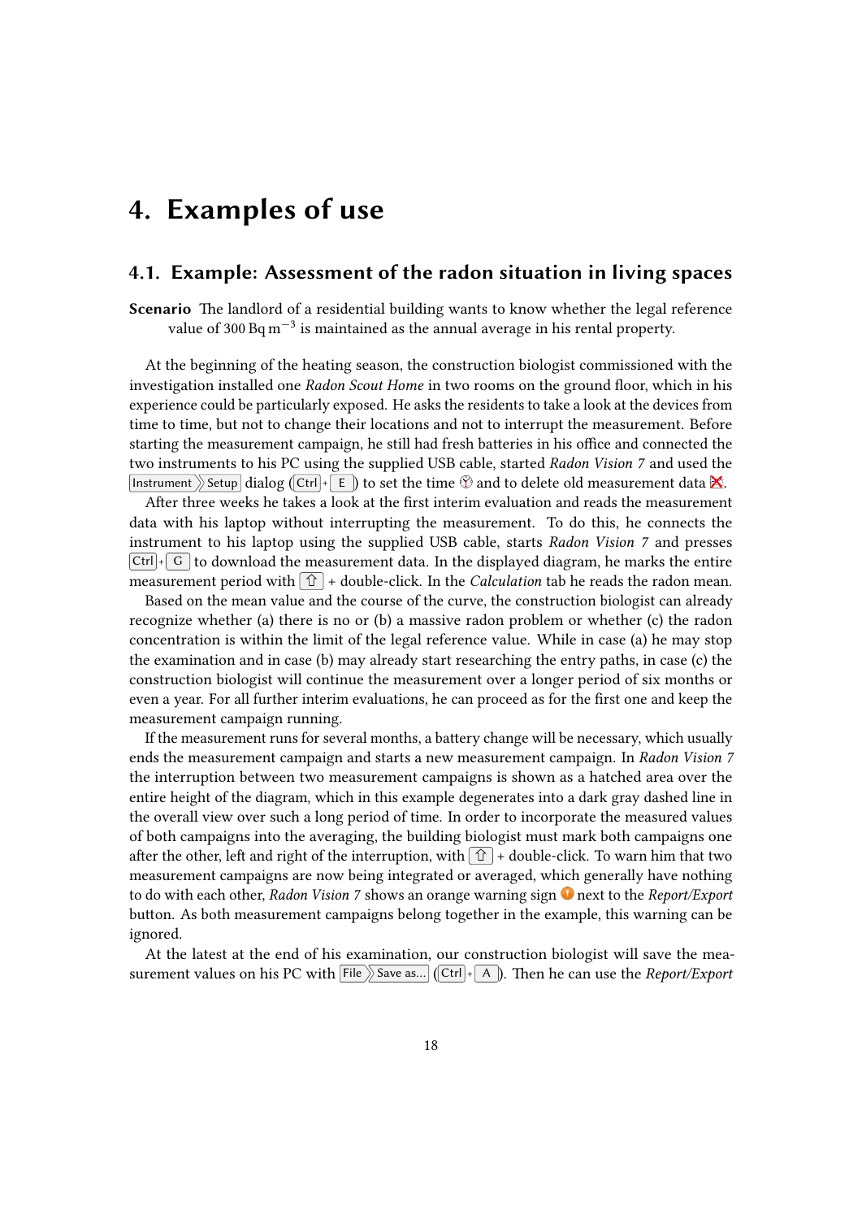# 4. Examples of use

## 4.1. Example: Assessment of the radon situation in living spaces

**Scenario** The landlord of a residential building wants to know whether the legal reference value of 300 Bq m$^{-3}$ is maintained as the annual average in his rental property.

At the beginning of the heating season, the construction biologist commissioned with the investigation installed one *Radon Scout Home* in two rooms on the ground floor, which in his experience could be particularly exposed. He asks the residents to take a look at the devices from time to time, but not to change their locations and not to interrupt the measurement. Before starting the measurement campaign, he still had fresh batteries in his office and connected the two instruments to his PC using the supplied USB cable, started *Radon Vision 7* and used the Instrument › Setup dialog (Ctrl + E) to set the time and to delete old measurement data.

After three weeks he takes a look at the first interim evaluation and reads the measurement data with his laptop without interrupting the measurement. To do this, he connects the instrument to his laptop using the supplied USB cable, starts *Radon Vision 7* and presses Ctrl + G to download the measurement data. In the displayed diagram, he marks the entire measurement period with ⇧ + double-click. In the *Calculation* tab he reads the radon mean.

Based on the mean value and the course of the curve, the construction biologist can already recognize whether (a) there is no or (b) a massive radon problem or whether (c) the radon concentration is within the limit of the legal reference value. While in case (a) he may stop the examination and in case (b) may already start researching the entry paths, in case (c) the construction biologist will continue the measurement over a longer period of six months or even a year. For all further interim evaluations, he can proceed as for the first one and keep the measurement campaign running.

If the measurement runs for several months, a battery change will be necessary, which usually ends the measurement campaign and starts a new measurement campaign. In *Radon Vision 7* the interruption between two measurement campaigns is shown as a hatched area over the entire height of the diagram, which in this example degenerates into a dark gray dashed line in the overall view over such a long period of time. In order to incorporate the measured values of both campaigns into the averaging, the building biologist must mark both campaigns one after the other, left and right of the interruption, with ⇧ + double-click. To warn him that two measurement campaigns are now being integrated or averaged, which generally have nothing to do with each other, *Radon Vision 7* shows an orange warning sign next to the *Report/Export* button. As both measurement campaigns belong together in the example, this warning can be ignored.

At the latest at the end of his examination, our construction biologist will save the measurement values on his PC with File › Save as... (Ctrl + A). Then he can use the *Report/Export*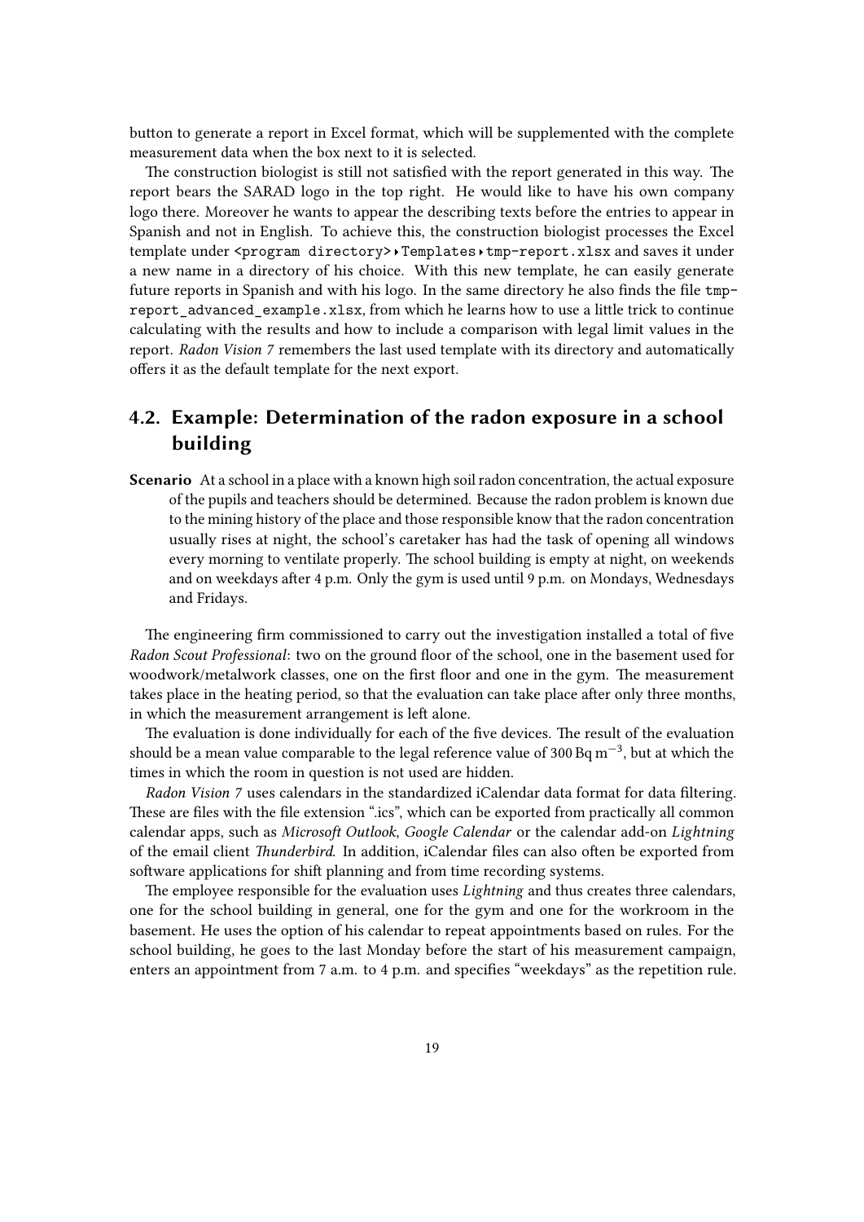button to generate a report in Excel format, which will be supplemented with the complete measurement data when the box next to it is selected.

The construction biologist is still not satisfied with the report generated in this way. The report bears the SARAD logo in the top right. He would like to have his own company logo there. Moreover he wants to appear the describing texts before the entries to appear in Spanish and not in English. To achieve this, the construction biologist processes the Excel template under `<program directory>▸Templates▸tmp-report.xlsx` and saves it under a new name in a directory of his choice. With this new template, he can easily generate future reports in Spanish and with his logo. In the same directory he also finds the file `tmp-report_advanced_example.xlsx`, from which he learns how to use a little trick to continue calculating with the results and how to include a comparison with legal limit values in the report. *Radon Vision 7* remembers the last used template with its directory and automatically offers it as the default template for the next export.

## 4.2. Example: Determination of the radon exposure in a school building

**Scenario** At a school in a place with a known high soil radon concentration, the actual exposure of the pupils and teachers should be determined. Because the radon problem is known due to the mining history of the place and those responsible know that the radon concentration usually rises at night, the school's caretaker has had the task of opening all windows every morning to ventilate properly. The school building is empty at night, on weekends and on weekdays after 4 p.m. Only the gym is used until 9 p.m. on Mondays, Wednesdays and Fridays.

The engineering firm commissioned to carry out the investigation installed a total of five *Radon Scout Professional*: two on the ground floor of the school, one in the basement used for woodwork/metalwork classes, one on the first floor and one in the gym. The measurement takes place in the heating period, so that the evaluation can take place after only three months, in which the measurement arrangement is left alone.

The evaluation is done individually for each of the five devices. The result of the evaluation should be a mean value comparable to the legal reference value of 300 Bq $m^{-3}$, but at which the times in which the room in question is not used are hidden.

*Radon Vision 7* uses calendars in the standardized iCalendar data format for data filtering. These are files with the file extension ".ics", which can be exported from practically all common calendar apps, such as *Microsoft Outlook*, *Google Calendar* or the calendar add-on *Lightning* of the email client *Thunderbird*. In addition, iCalendar files can also often be exported from software applications for shift planning and from time recording systems.

The employee responsible for the evaluation uses *Lightning* and thus creates three calendars, one for the school building in general, one for the gym and one for the workroom in the basement. He uses the option of his calendar to repeat appointments based on rules. For the school building, he goes to the last Monday before the start of his measurement campaign, enters an appointment from 7 a.m. to 4 p.m. and specifies "weekdays" as the repetition rule.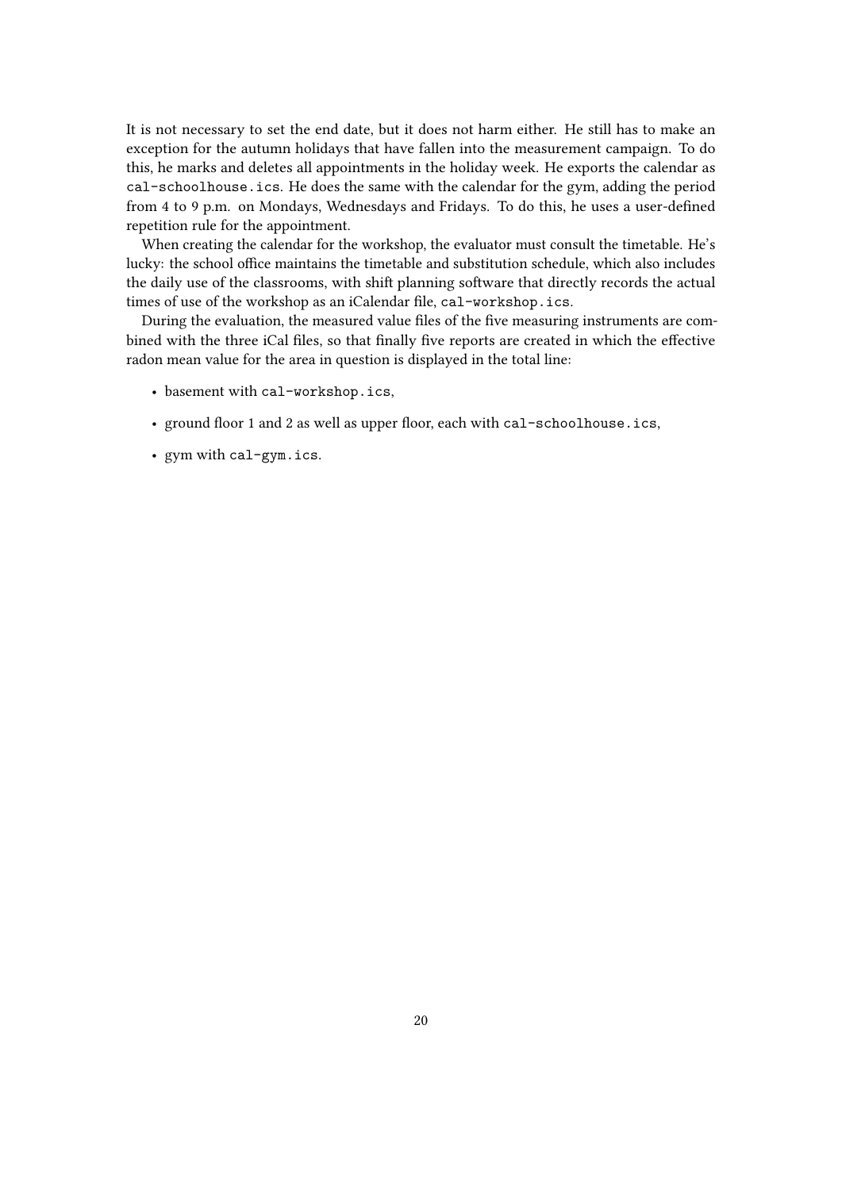It is not necessary to set the end date, but it does not harm either. He still has to make an exception for the autumn holidays that have fallen into the measurement campaign. To do this, he marks and deletes all appointments in the holiday week. He exports the calendar as `cal-schoolhouse.ics`. He does the same with the calendar for the gym, adding the period from 4 to 9 p.m. on Mondays, Wednesdays and Fridays. To do this, he uses a user-defined repetition rule for the appointment.

When creating the calendar for the workshop, the evaluator must consult the timetable. He's lucky: the school office maintains the timetable and substitution schedule, which also includes the daily use of the classrooms, with shift planning software that directly records the actual times of use of the workshop as an iCalendar file, `cal-workshop.ics`.

During the evaluation, the measured value files of the five measuring instruments are combined with the three iCal files, so that finally five reports are created in which the effective radon mean value for the area in question is displayed in the total line:

- basement with `cal-workshop.ics`,
- ground floor 1 and 2 as well as upper floor, each with `cal-schoolhouse.ics`,
- gym with `cal-gym.ics`.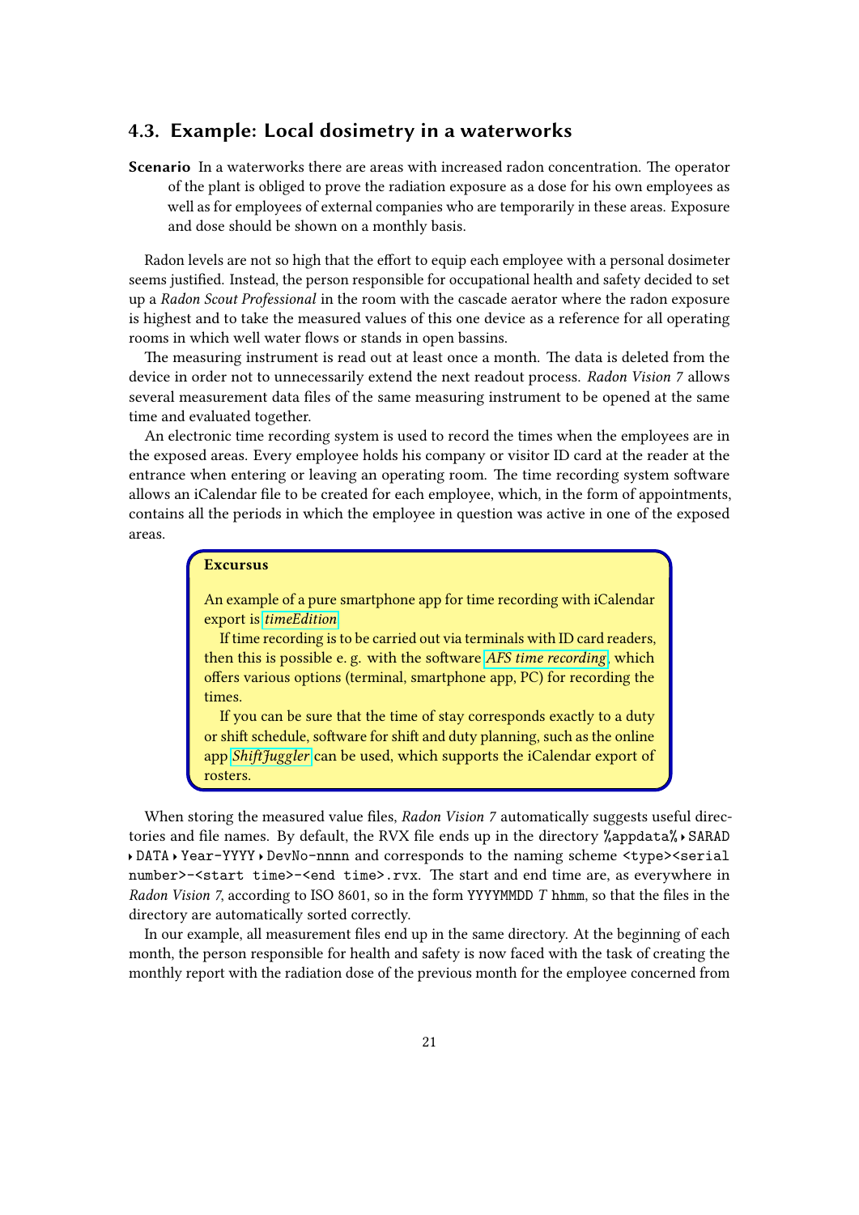## 4.3. Example: Local dosimetry in a waterworks

**Scenario** In a waterworks there are areas with increased radon concentration. The operator of the plant is obliged to prove the radiation exposure as a dose for his own employees as well as for employees of external companies who are temporarily in these areas. Exposure and dose should be shown on a monthly basis.

Radon levels are not so high that the effort to equip each employee with a personal dosimeter seems justified. Instead, the person responsible for occupational health and safety decided to set up a *Radon Scout Professional* in the room with the cascade aerator where the radon exposure is highest and to take the measured values of this one device as a reference for all operating rooms in which well water flows or stands in open bassins.

The measuring instrument is read out at least once a month. The data is deleted from the device in order not to unnecessarily extend the next readout process. *Radon Vision 7* allows several measurement data files of the same measuring instrument to be opened at the same time and evaluated together.

An electronic time recording system is used to record the times when the employees are in the exposed areas. Every employee holds his company or visitor ID card at the reader at the entrance when entering or leaving an operating room. The time recording system software allows an iCalendar file to be created for each employee, which, in the form of appointments, contains all the periods in which the employee in question was active in one of the exposed areas.

> **Excursus**
>
> An example of a pure smartphone app for time recording with iCalendar export is *timeEdition*.
>
> If time recording is to be carried out via terminals with ID card readers, then this is possible e. g. with the software *AFS time recording*, which offers various options (terminal, smartphone app, PC) for recording the times.
>
> If you can be sure that the time of stay corresponds exactly to a duty or shift schedule, software for shift and duty planning, such as the online app *ShiftJuggler* can be used, which supports the iCalendar export of rosters.

When storing the measured value files, *Radon Vision 7* automatically suggests useful directories and file names. By default, the RVX file ends up in the directory `%appdata%` ▸ `SARAD` ▸ `DATA` ▸ `Year-YYYY` ▸ `DevNo-nnnn` and corresponds to the naming scheme `<type><serial number>-<start time>-<end time>.rvx`. The start and end time are, as everywhere in *Radon Vision 7*, according to ISO 8601, so in the form `YYYYMMDD` *T* `hhmm`, so that the files in the directory are automatically sorted correctly.

In our example, all measurement files end up in the same directory. At the beginning of each month, the person responsible for health and safety is now faced with the task of creating the monthly report with the radiation dose of the previous month for the employee concerned from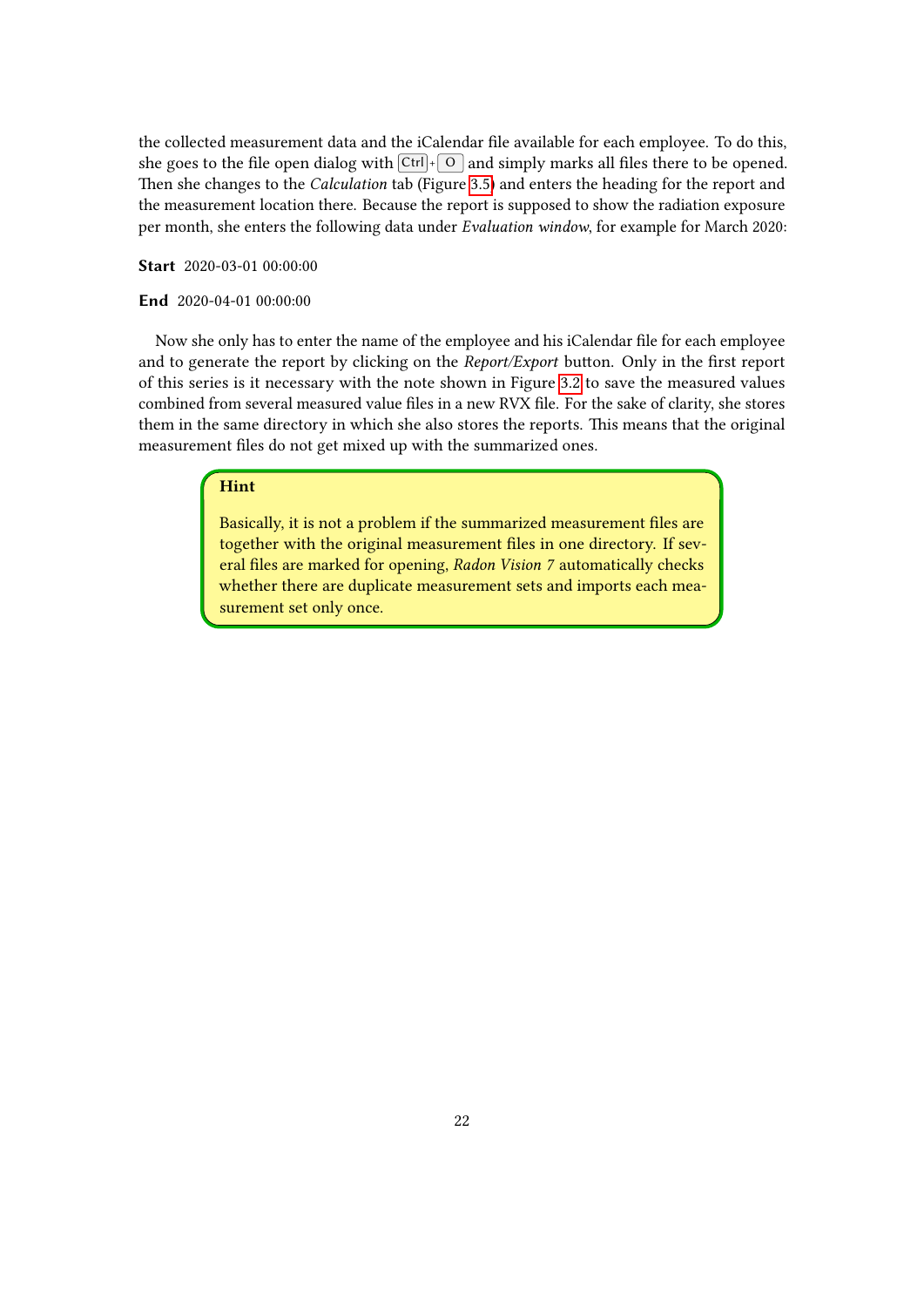the collected measurement data and the iCalendar file available for each employee. To do this, she goes to the file open dialog with Ctrl + O and simply marks all files there to be opened. Then she changes to the *Calculation* tab (Figure 3.5) and enters the heading for the report and the measurement location there. Because the report is supposed to show the radiation exposure per month, she enters the following data under *Evaluation window*, for example for March 2020:

**Start** 2020-03-01 00:00:00

**End** 2020-04-01 00:00:00

Now she only has to enter the name of the employee and his iCalendar file for each employee and to generate the report by clicking on the *Report/Export* button. Only in the first report of this series is it necessary with the note shown in Figure 3.2 to save the measured values combined from several measured value files in a new RVX file. For the sake of clarity, she stores them in the same directory in which she also stores the reports. This means that the original measurement files do not get mixed up with the summarized ones.

> **Hint**
>
> Basically, it is not a problem if the summarized measurement files are together with the original measurement files in one directory. If several files are marked for opening, *Radon Vision 7* automatically checks whether there are duplicate measurement sets and imports each measurement set only once.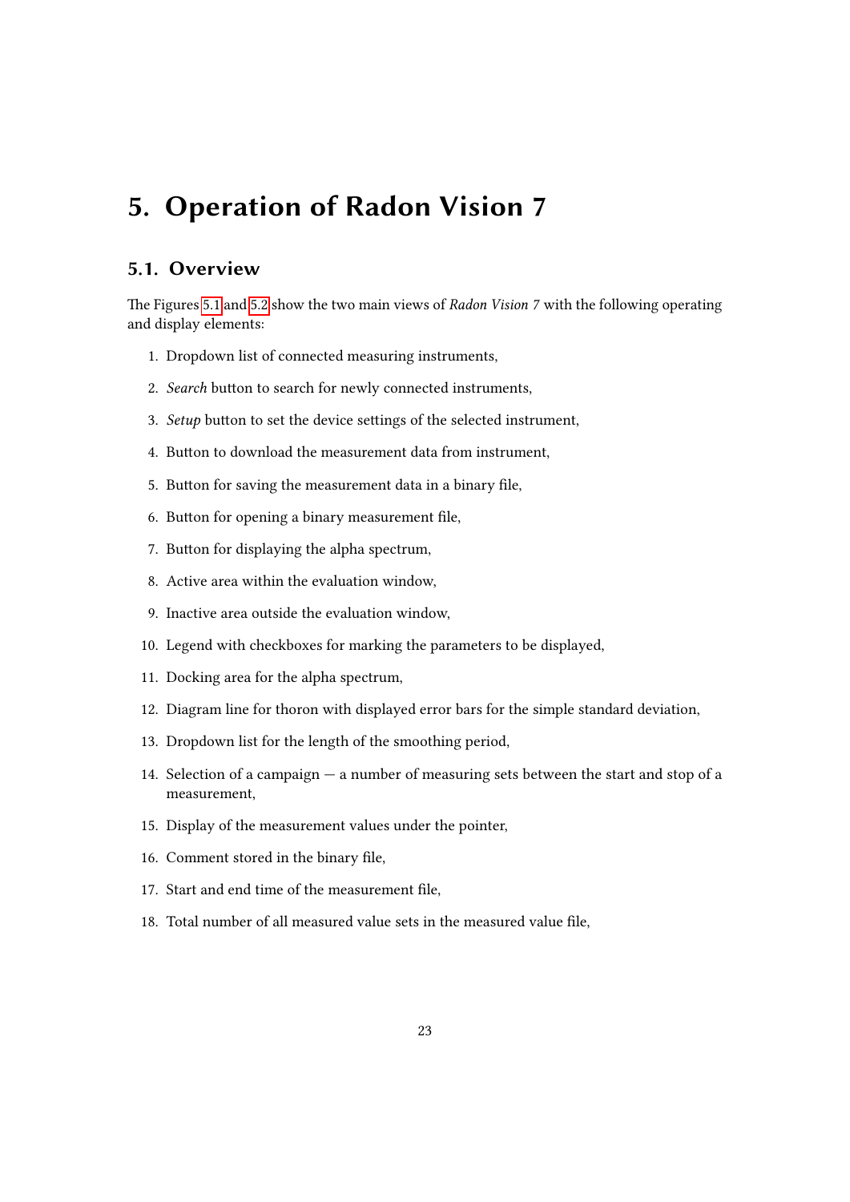# 5. Operation of Radon Vision 7

## 5.1. Overview

The Figures 5.1 and 5.2 show the two main views of *Radon Vision 7* with the following operating and display elements:

1. Dropdown list of connected measuring instruments,
2. *Search* button to search for newly connected instruments,
3. *Setup* button to set the device settings of the selected instrument,
4. Button to download the measurement data from instrument,
5. Button for saving the measurement data in a binary file,
6. Button for opening a binary measurement file,
7. Button for displaying the alpha spectrum,
8. Active area within the evaluation window,
9. Inactive area outside the evaluation window,
10. Legend with checkboxes for marking the parameters to be displayed,
11. Docking area for the alpha spectrum,
12. Diagram line for thoron with displayed error bars for the simple standard deviation,
13. Dropdown list for the length of the smoothing period,
14. Selection of a campaign — a number of measuring sets between the start and stop of a measurement,
15. Display of the measurement values under the pointer,
16. Comment stored in the binary file,
17. Start and end time of the measurement file,
18. Total number of all measured value sets in the measured value file,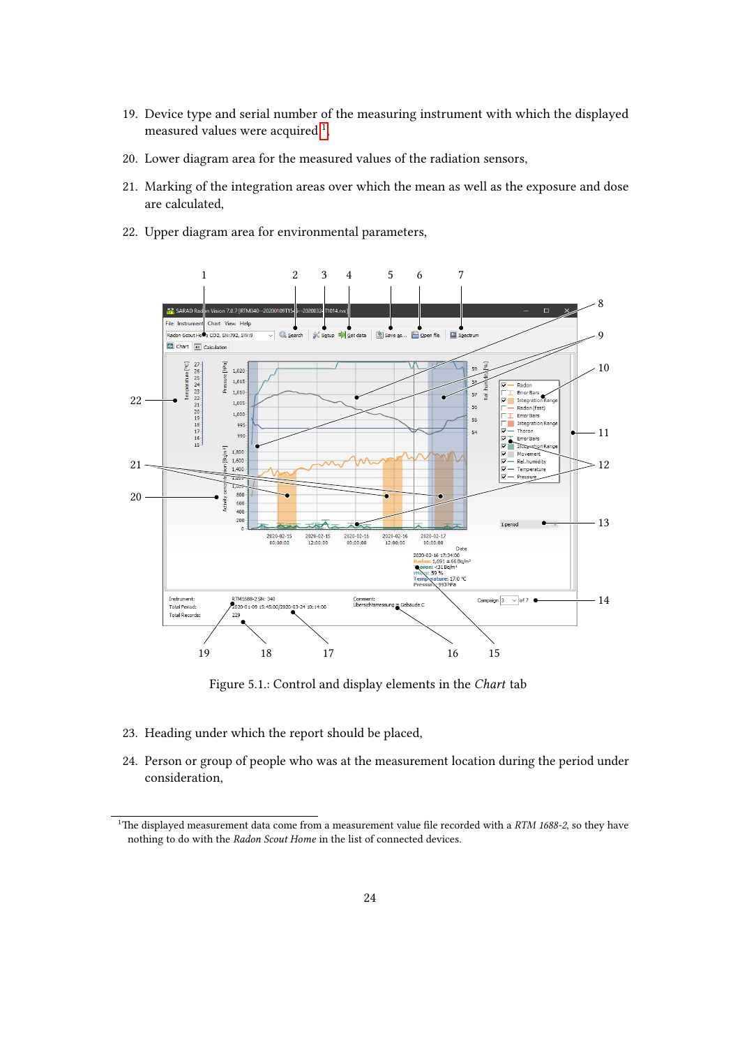19. Device type and serial number of the measuring instrument with which the displayed measured values were acquired[1],

20. Lower diagram area for the measured values of the radiation sensors,

21. Marking of the integration areas over which the mean as well as the exposure and dose are calculated,

22. Upper diagram area for environmental parameters,

Figure 5.1.: Control and display elements in the *Chart* tab

23. Heading under which the report should be placed,

24. Person or group of people who was at the measurement location during the period under consideration,

[1] The displayed measurement data come from a measurement value file recorded with a *RTM 1688-2*, so they have nothing to do with the *Radon Scout Home* in the list of connected devices.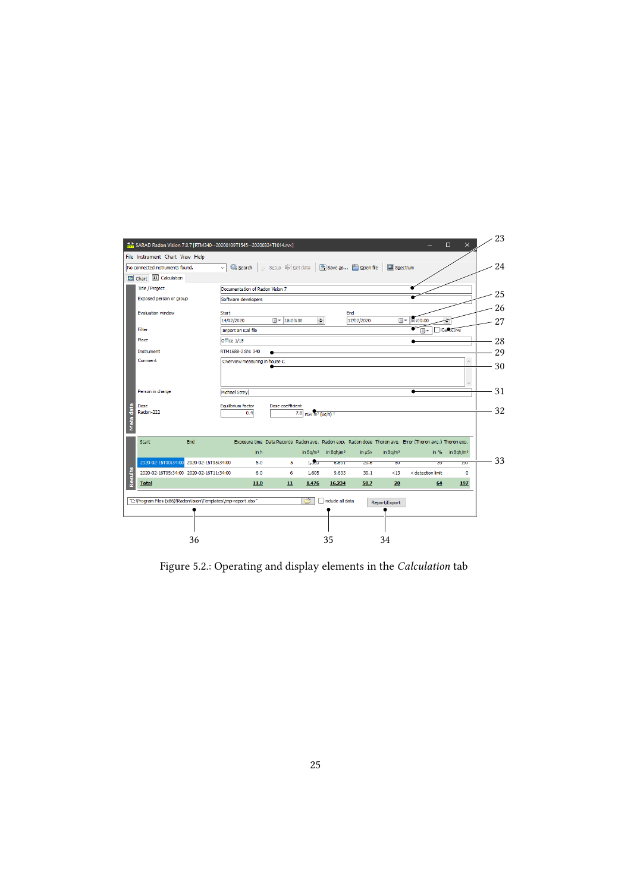Figure 5.2.: Operating and display elements in the *Calculation* tab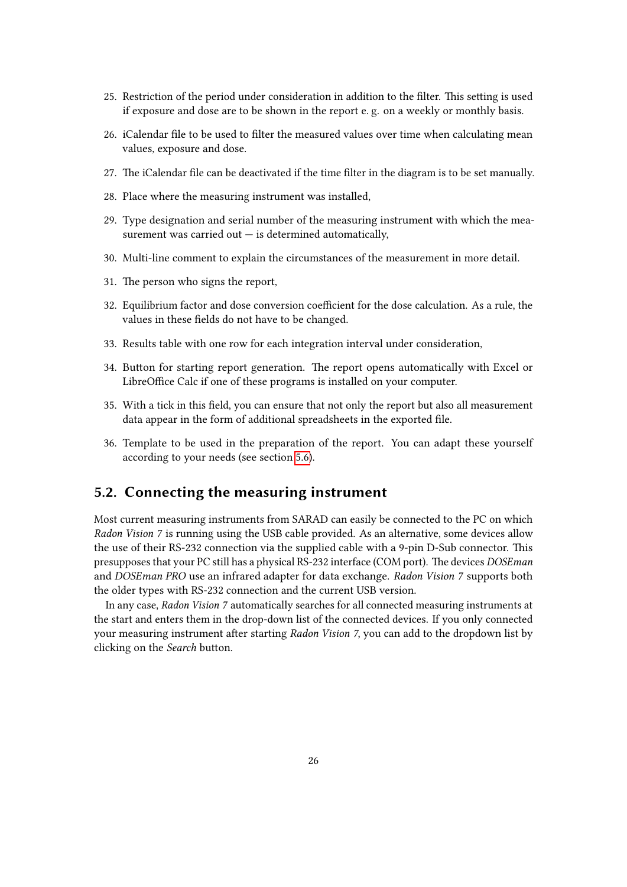25. Restriction of the period under consideration in addition to the filter. This setting is used if exposure and dose are to be shown in the report e. g. on a weekly or monthly basis.

26. iCalendar file to be used to filter the measured values over time when calculating mean values, exposure and dose.

27. The iCalendar file can be deactivated if the time filter in the diagram is to be set manually.

28. Place where the measuring instrument was installed,

29. Type designation and serial number of the measuring instrument with which the measurement was carried out — is determined automatically,

30. Multi-line comment to explain the circumstances of the measurement in more detail.

31. The person who signs the report,

32. Equilibrium factor and dose conversion coefficient for the dose calculation. As a rule, the values in these fields do not have to be changed.

33. Results table with one row for each integration interval under consideration,

34. Button for starting report generation. The report opens automatically with Excel or LibreOffice Calc if one of these programs is installed on your computer.

35. With a tick in this field, you can ensure that not only the report but also all measurement data appear in the form of additional spreadsheets in the exported file.

36. Template to be used in the preparation of the report. You can adapt these yourself according to your needs (see section 5.6).

## 5.2. Connecting the measuring instrument

Most current measuring instruments from SARAD can easily be connected to the PC on which *Radon Vision 7* is running using the USB cable provided. As an alternative, some devices allow the use of their RS-232 connection via the supplied cable with a 9-pin D-Sub connector. This presupposes that your PC still has a physical RS-232 interface (COM port). The devices *DOSEman* and *DOSEman PRO* use an infrared adapter for data exchange. *Radon Vision 7* supports both the older types with RS-232 connection and the current USB version.

In any case, *Radon Vision 7* automatically searches for all connected measuring instruments at the start and enters them in the drop-down list of the connected devices. If you only connected your measuring instrument after starting *Radon Vision 7*, you can add to the dropdown list by clicking on the *Search* button.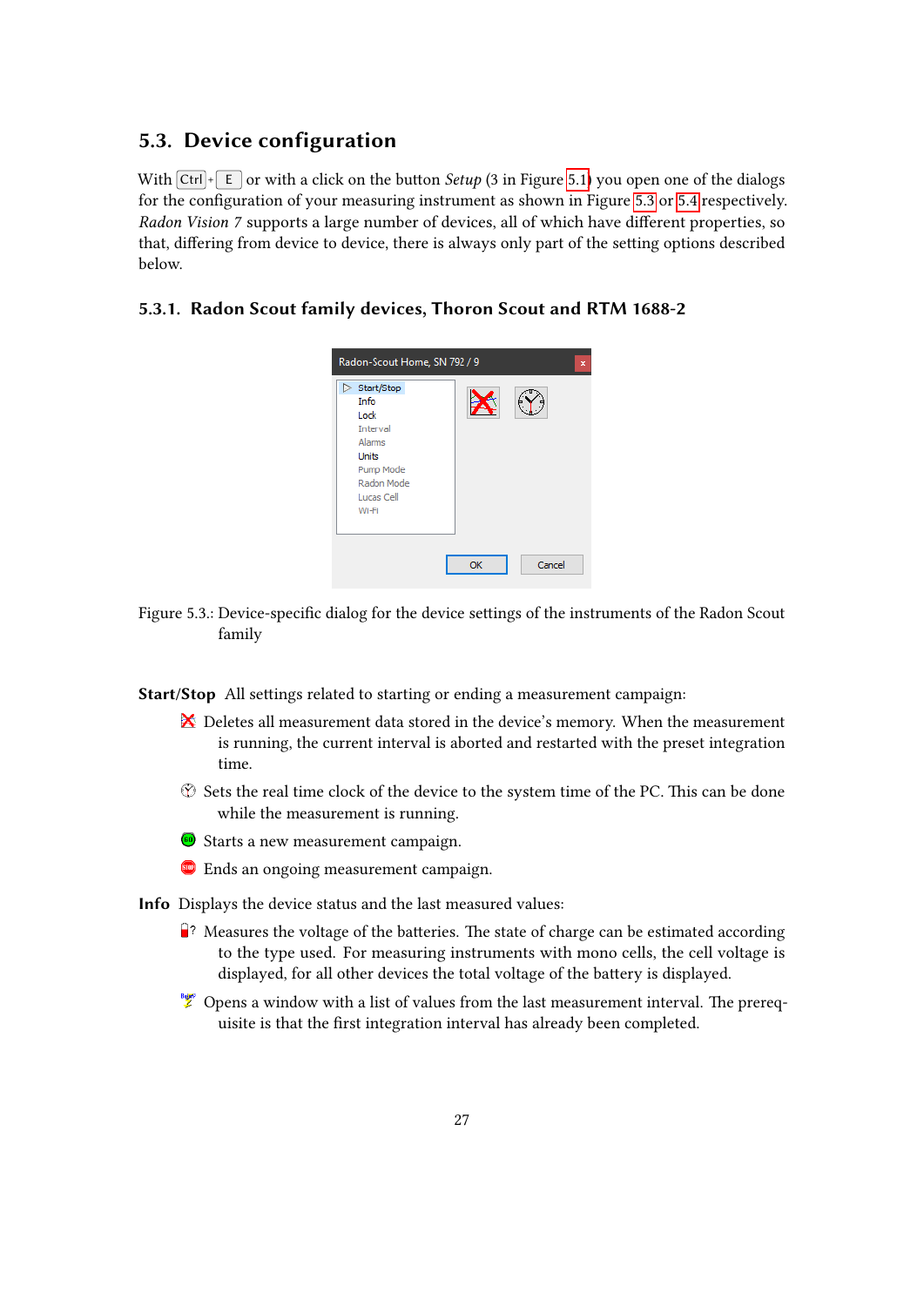## 5.3. Device configuration

With Ctrl + E or with a click on the button *Setup* (3 in Figure 5.1) you open one of the dialogs for the configuration of your measuring instrument as shown in Figure 5.3 or 5.4 respectively. *Radon Vision 7* supports a large number of devices, all of which have different properties, so that, differing from device to device, there is always only part of the setting options described below.

### 5.3.1. Radon Scout family devices, Thoron Scout and RTM 1688-2

Figure 5.3.: Device-specific dialog for the device settings of the instruments of the Radon Scout family

**Start/Stop** All settings related to starting or ending a measurement campaign:

- Deletes all measurement data stored in the device's memory. When the measurement is running, the current interval is aborted and restarted with the preset integration time.
- Sets the real time clock of the device to the system time of the PC. This can be done while the measurement is running.
- Starts a new measurement campaign.
- Ends an ongoing measurement campaign.

**Info** Displays the device status and the last measured values:

- Measures the voltage of the batteries. The state of charge can be estimated according to the type used. For measuring instruments with mono cells, the cell voltage is displayed, for all other devices the total voltage of the battery is displayed.
- Opens a window with a list of values from the last measurement interval. The prerequisite is that the first integration interval has already been completed.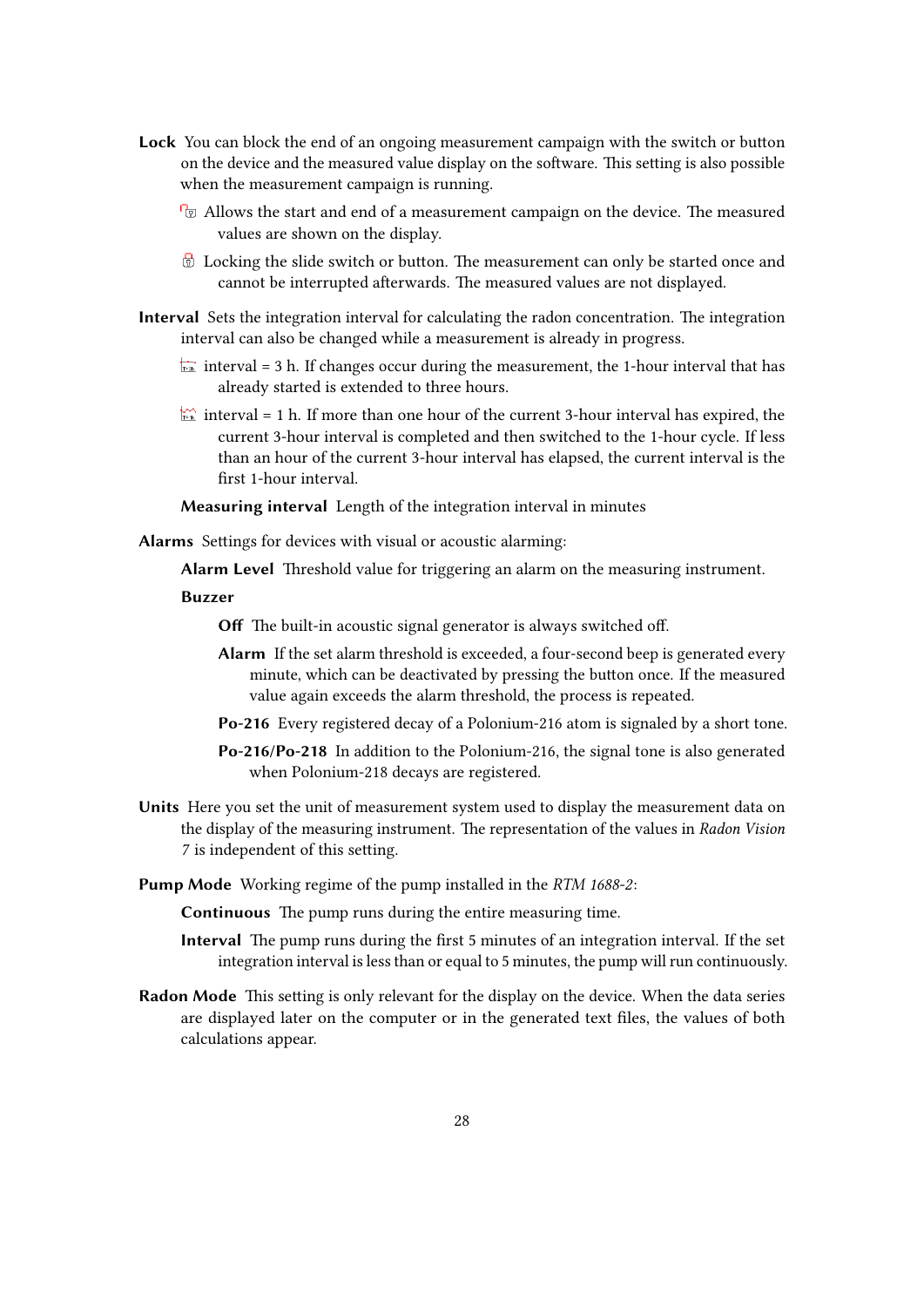**Lock** You can block the end of an ongoing measurement campaign with the switch or button on the device and the measured value display on the software. This setting is also possible when the measurement campaign is running.

- Allows the start and end of a measurement campaign on the device. The measured values are shown on the display.
- Locking the slide switch or button. The measurement can only be started once and cannot be interrupted afterwards. The measured values are not displayed.

**Interval** Sets the integration interval for calculating the radon concentration. The integration interval can also be changed while a measurement is already in progress.

- interval = 3 h. If changes occur during the measurement, the 1-hour interval that has already started is extended to three hours.
- interval = 1 h. If more than one hour of the current 3-hour interval has expired, the current 3-hour interval is completed and then switched to the 1-hour cycle. If less than an hour of the current 3-hour interval has elapsed, the current interval is the first 1-hour interval.

**Measuring interval** Length of the integration interval in minutes

**Alarms** Settings for devices with visual or acoustic alarming:

**Alarm Level** Threshold value for triggering an alarm on the measuring instrument.

**Buzzer**

- **Off** The built-in acoustic signal generator is always switched off.
- **Alarm** If the set alarm threshold is exceeded, a four-second beep is generated every minute, which can be deactivated by pressing the button once. If the measured value again exceeds the alarm threshold, the process is repeated.
- **Po-216** Every registered decay of a Polonium-216 atom is signaled by a short tone.
- **Po-216/Po-218** In addition to the Polonium-216, the signal tone is also generated when Polonium-218 decays are registered.

**Units** Here you set the unit of measurement system used to display the measurement data on the display of the measuring instrument. The representation of the values in *Radon Vision 7* is independent of this setting.

**Pump Mode** Working regime of the pump installed in the *RTM 1688-2*:

- **Continuous** The pump runs during the entire measuring time.
- **Interval** The pump runs during the first 5 minutes of an integration interval. If the set integration interval is less than or equal to 5 minutes, the pump will run continuously.

**Radon Mode** This setting is only relevant for the display on the device. When the data series are displayed later on the computer or in the generated text files, the values of both calculations appear.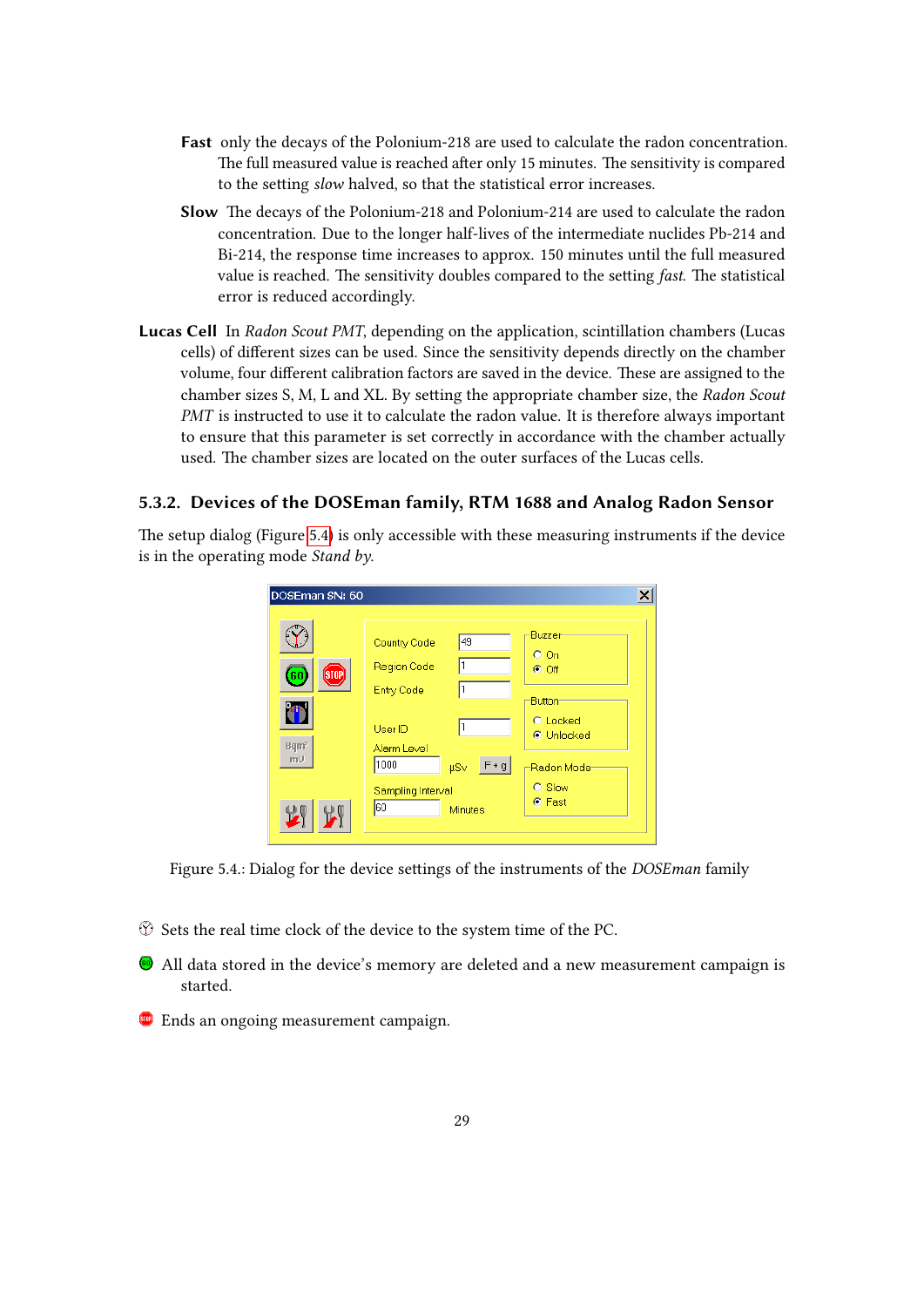**Fast** only the decays of the Polonium-218 are used to calculate the radon concentration. The full measured value is reached after only 15 minutes. The sensitivity is compared to the setting *slow* halved, so that the statistical error increases.

**Slow** The decays of the Polonium-218 and Polonium-214 are used to calculate the radon concentration. Due to the longer half-lives of the intermediate nuclides Pb-214 and Bi-214, the response time increases to approx. 150 minutes until the full measured value is reached. The sensitivity doubles compared to the setting *fast*. The statistical error is reduced accordingly.

**Lucas Cell** In *Radon Scout PMT*, depending on the application, scintillation chambers (Lucas cells) of different sizes can be used. Since the sensitivity depends directly on the chamber volume, four different calibration factors are saved in the device. These are assigned to the chamber sizes S, M, L and XL. By setting the appropriate chamber size, the *Radon Scout PMT* is instructed to use it to calculate the radon value. It is therefore always important to ensure that this parameter is set correctly in accordance with the chamber actually used. The chamber sizes are located on the outer surfaces of the Lucas cells.

### 5.3.2. Devices of the DOSEman family, RTM 1688 and Analog Radon Sensor

The setup dialog (Figure 5.4) is only accessible with these measuring instruments if the device is in the operating mode *Stand by*.

Figure 5.4.: Dialog for the device settings of the instruments of the *DOSEman* family

- Sets the real time clock of the device to the system time of the PC.
- All data stored in the device's memory are deleted and a new measurement campaign is started.
- Ends an ongoing measurement campaign.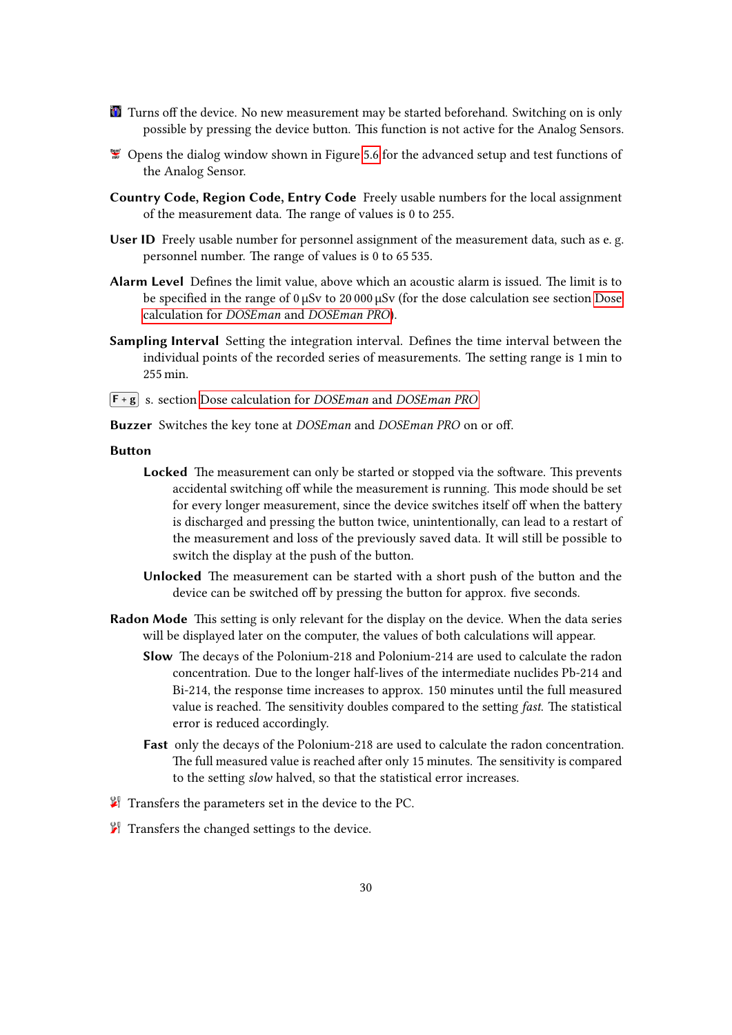Turns off the device. No new measurement may be started beforehand. Switching on is only possible by pressing the device button. This function is not active for the Analog Sensors.

Opens the dialog window shown in Figure 5.6 for the advanced setup and test functions of the Analog Sensor.

**Country Code, Region Code, Entry Code** Freely usable numbers for the local assignment of the measurement data. The range of values is 0 to 255.

**User ID** Freely usable number for personnel assignment of the measurement data, such as e. g. personnel number. The range of values is 0 to 65 535.

**Alarm Level** Defines the limit value, above which an acoustic alarm is issued. The limit is to be specified in the range of 0 µSv to 20 000 µSv (for the dose calculation see section Dose calculation for *DOSEman* and *DOSEman PRO*).

**Sampling Interval** Setting the integration interval. Defines the time interval between the individual points of the recorded series of measurements. The setting range is 1 min to 255 min.

**F + g** s. section Dose calculation for *DOSEman* and *DOSEman PRO*

**Buzzer** Switches the key tone at *DOSEman* and *DOSEman PRO* on or off.

**Button**

- **Locked** The measurement can only be started or stopped via the software. This prevents accidental switching off while the measurement is running. This mode should be set for every longer measurement, since the device switches itself off when the battery is discharged and pressing the button twice, unintentionally, can lead to a restart of the measurement and loss of the previously saved data. It will still be possible to switch the display at the push of the button.
- **Unlocked** The measurement can be started with a short push of the button and the device can be switched off by pressing the button for approx. five seconds.

**Radon Mode** This setting is only relevant for the display on the device. When the data series will be displayed later on the computer, the values of both calculations will appear.

- **Slow** The decays of the Polonium-218 and Polonium-214 are used to calculate the radon concentration. Due to the longer half-lives of the intermediate nuclides Pb-214 and Bi-214, the response time increases to approx. 150 minutes until the full measured value is reached. The sensitivity doubles compared to the setting *fast*. The statistical error is reduced accordingly.
- **Fast** only the decays of the Polonium-218 are used to calculate the radon concentration. The full measured value is reached after only 15 minutes. The sensitivity is compared to the setting *slow* halved, so that the statistical error increases.

Transfers the parameters set in the device to the PC.

Transfers the changed settings to the device.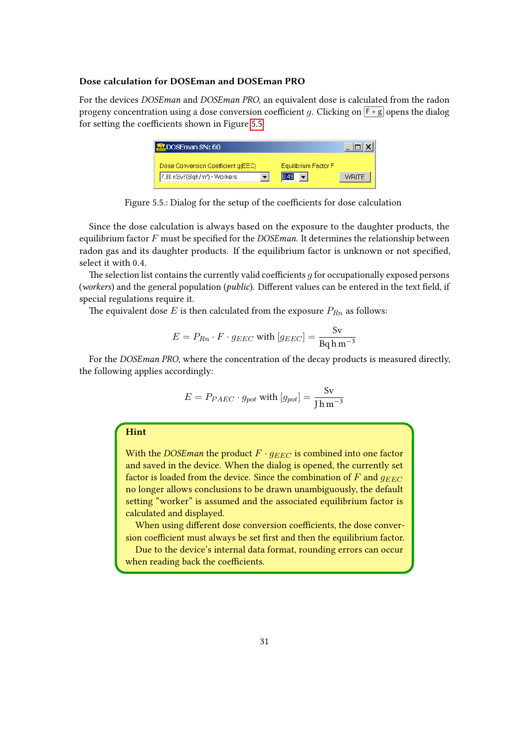### Dose calculation for DOSEman and DOSEman PRO

For the devices *DOSEman* and *DOSEman PRO*, an equivalent dose is calculated from the radon progeny concentration using a dose conversion coefficient $g$. Clicking on [F + g] opens the dialog for setting the coefficients shown in Figure 5.5.

Figure 5.5.: Dialog for the setup of the coefficients for dose calculation

Since the dose calculation is always based on the exposure to the daughter products, the equilibrium factor $F$ must be specified for the *DOSEman*. It determines the relationship between radon gas and its daughter products. If the equilibrium factor is unknown or not specified, select it with 0.4.

The selection list contains the currently valid coefficients $g$ for occupationally exposed persons (*workers*) and the general population (*public*). Different values can be entered in the text field, if special regulations require it.

The equivalent dose $E$ is then calculated from the exposure $P_{Rn}$ as follows:

$$E = P_{Rn} \cdot F \cdot g_{EEC} \text{ with } [g_{EEC}] = \frac{\text{Sv}}{\text{Bq h m}^{-3}}$$

For the *DOSEman PRO*, where the concentration of the decay products is measured directly, the following applies accordingly:

$$E = P_{PAEC} \cdot g_{pot} \text{ with } [g_{pot}] = \frac{\text{Sv}}{\text{J h m}^{-3}}$$

**Hint**

With the *DOSEman* the product $F \cdot g_{EEC}$ is combined into one factor and saved in the device. When the dialog is opened, the currently set factor is loaded from the device. Since the combination of $F$ and $g_{EEC}$ no longer allows conclusions to be drawn unambiguously, the default setting “worker” is assumed and the associated equilibrium factor is calculated and displayed.

When using different dose conversion coefficients, the dose conversion coefficient must always be set first and then the equilibrium factor.

Due to the device’s internal data format, rounding errors can occur when reading back the coefficients.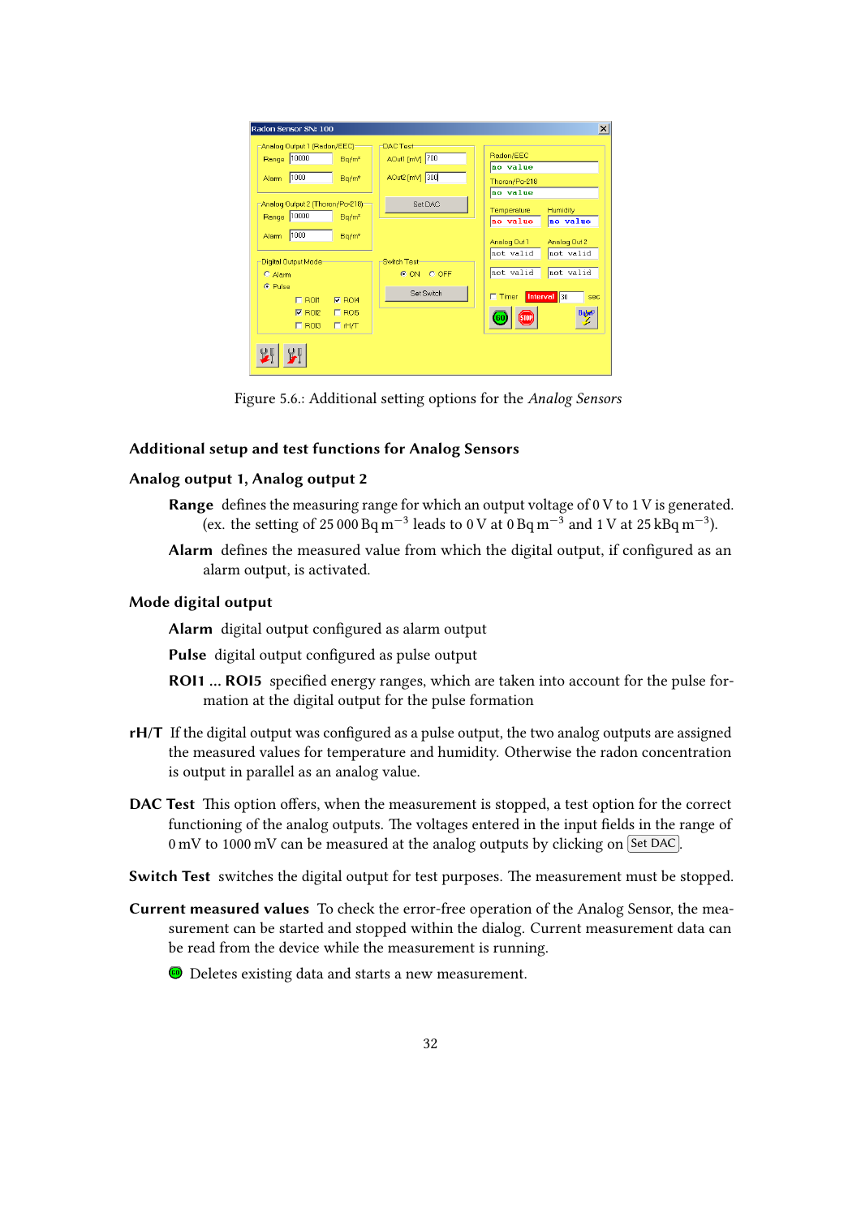Figure 5.6.: Additional setting options for the *Analog Sensors*

### Additional setup and test functions for Analog Sensors

#### Analog output 1, Analog output 2

**Range** defines the measuring range for which an output voltage of 0 V to 1 V is generated. (ex. the setting of 25 000 Bq m$^{-3}$ leads to 0 V at 0 Bq m$^{-3}$ and 1 V at 25 kBq m$^{-3}$).

**Alarm** defines the measured value from which the digital output, if configured as an alarm output, is activated.

#### Mode digital output

**Alarm** digital output configured as alarm output

**Pulse** digital output configured as pulse output

**ROI1 ... ROI5** specified energy ranges, which are taken into account for the pulse formation at the digital output for the pulse formation

**rH/T** If the digital output was configured as a pulse output, the two analog outputs are assigned the measured values for temperature and humidity. Otherwise the radon concentration is output in parallel as an analog value.

**DAC Test** This option offers, when the measurement is stopped, a test option for the correct functioning of the analog outputs. The voltages entered in the input fields in the range of 0 mV to 1000 mV can be measured at the analog outputs by clicking on Set DAC.

**Switch Test** switches the digital output for test purposes. The measurement must be stopped.

**Current measured values** To check the error-free operation of the Analog Sensor, the measurement can be started and stopped within the dialog. Current measurement data can be read from the device while the measurement is running.

Deletes existing data and starts a new measurement.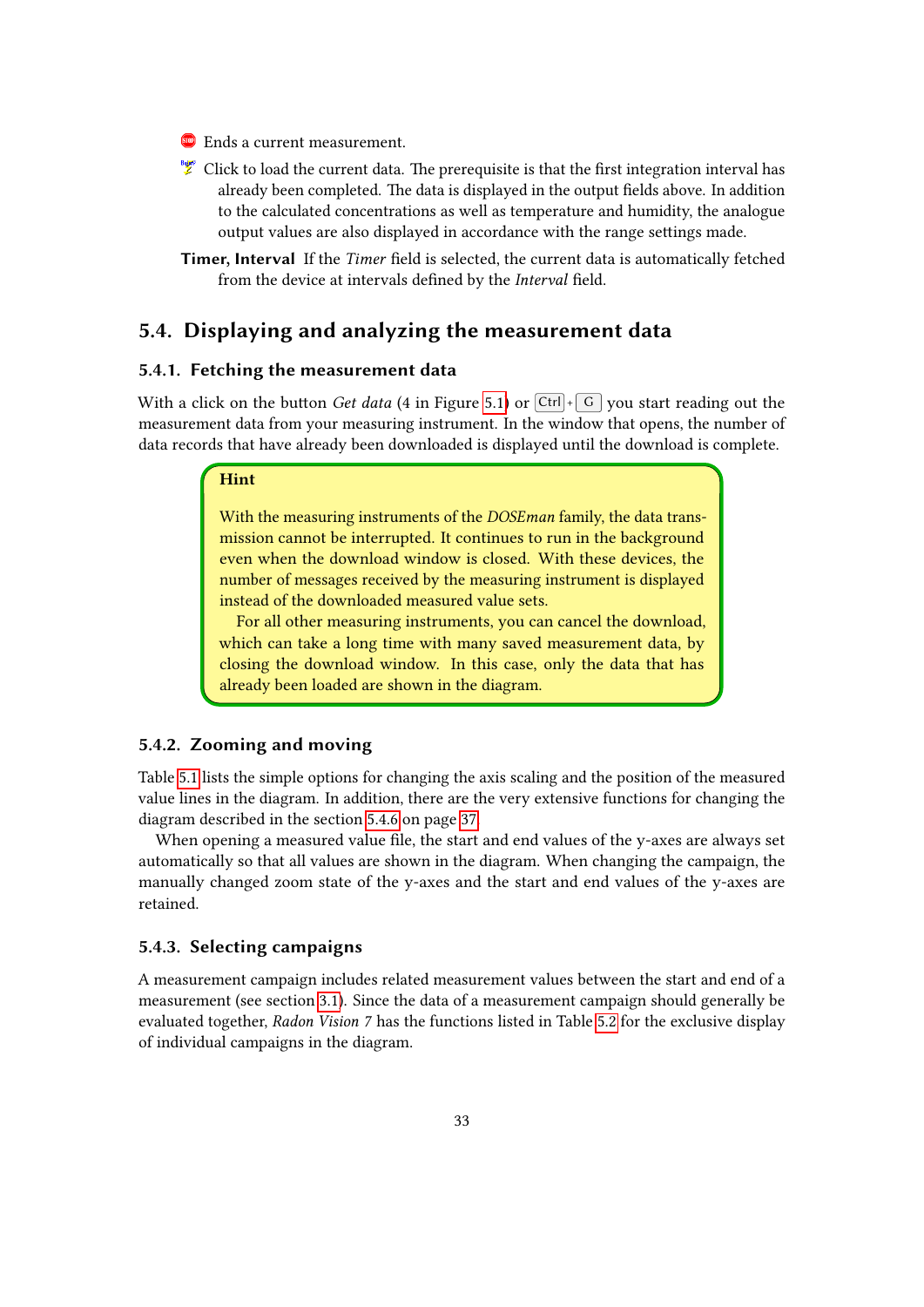- Ends a current measurement.
- Click to load the current data. The prerequisite is that the first integration interval has already been completed. The data is displayed in the output fields above. In addition to the calculated concentrations as well as temperature and humidity, the analogue output values are also displayed in accordance with the range settings made.

**Timer, Interval** If the *Timer* field is selected, the current data is automatically fetched from the device at intervals defined by the *Interval* field.

## 5.4. Displaying and analyzing the measurement data

### 5.4.1. Fetching the measurement data

With a click on the button *Get data* (4 in Figure 5.1) or Ctrl + G you start reading out the measurement data from your measuring instrument. In the window that opens, the number of data records that have already been downloaded is displayed until the download is complete.

> **Hint**
>
> With the measuring instruments of the *DOSEman* family, the data transmission cannot be interrupted. It continues to run in the background even when the download window is closed. With these devices, the number of messages received by the measuring instrument is displayed instead of the downloaded measured value sets.
>
> For all other measuring instruments, you can cancel the download, which can take a long time with many saved measurement data, by closing the download window. In this case, only the data that has already been loaded are shown in the diagram.

### 5.4.2. Zooming and moving

Table 5.1 lists the simple options for changing the axis scaling and the position of the measured value lines in the diagram. In addition, there are the very extensive functions for changing the diagram described in the section 5.4.6 on page 37.

When opening a measured value file, the start and end values of the y-axes are always set automatically so that all values are shown in the diagram. When changing the campaign, the manually changed zoom state of the y-axes and the start and end values of the y-axes are retained.

### 5.4.3. Selecting campaigns

A measurement campaign includes related measurement values between the start and end of a measurement (see section 3.1). Since the data of a measurement campaign should generally be evaluated together, *Radon Vision 7* has the functions listed in Table 5.2 for the exclusive display of individual campaigns in the diagram.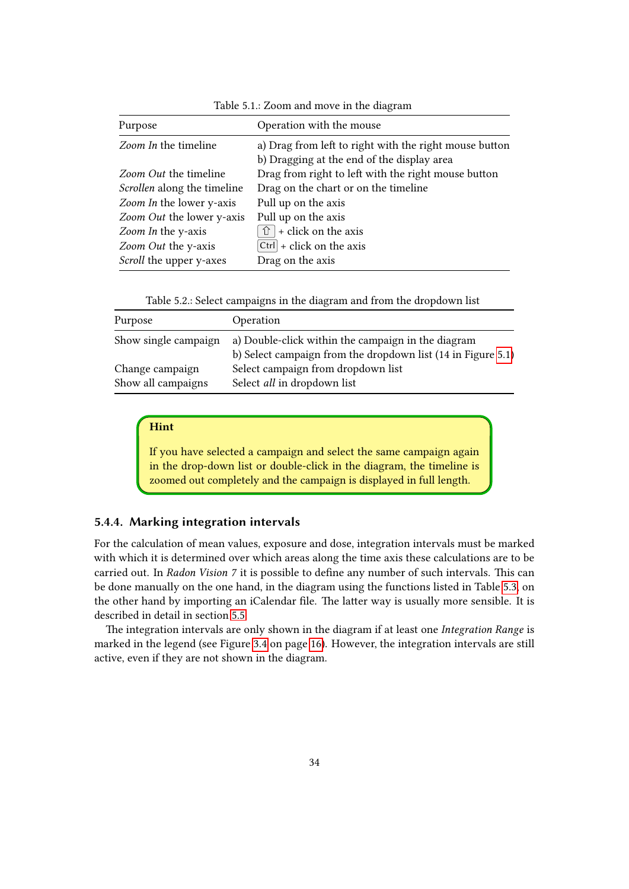Table 5.1.: Zoom and move in the diagram

| Purpose | Operation with the mouse |
|---|---|
| *Zoom In* the timeline | a) Drag from left to right with the right mouse button<br>b) Dragging at the end of the display area |
| *Zoom Out* the timeline | Drag from right to left with the right mouse button |
| *Scrollen* along the timeline | Drag on the chart or on the timeline |
| *Zoom In* the lower y-axis | Pull up on the axis |
| *Zoom Out* the lower y-axis | Pull up on the axis |
| *Zoom In* the y-axis | ⇧ + click on the axis |
| *Zoom Out* the y-axis | Ctrl + click on the axis |
| *Scroll* the upper y-axes | Drag on the axis |

Table 5.2.: Select campaigns in the diagram and from the dropdown list

| Purpose | Operation |
|---|---|
| Show single campaign | a) Double-click within the campaign in the diagram<br>b) Select campaign from the dropdown list (14 in Figure 5.1) |
| Change campaign | Select campaign from dropdown list |
| Show all campaigns | Select *all* in dropdown list |

> **Hint**
>
> If you have selected a campaign and select the same campaign again in the drop-down list or double-click in the diagram, the timeline is zoomed out completely and the campaign is displayed in full length.

### 5.4.4. Marking integration intervals

For the calculation of mean values, exposure and dose, integration intervals must be marked with which it is determined over which areas along the time axis these calculations are to be carried out. In *Radon Vision 7* it is possible to define any number of such intervals. This can be done manually on the one hand, in the diagram using the functions listed in Table 5.3, on the other hand by importing an iCalendar file. The latter way is usually more sensible. It is described in detail in section 5.5.

The integration intervals are only shown in the diagram if at least one *Integration Range* is marked in the legend (see Figure 3.4 on page 16). However, the integration intervals are still active, even if they are not shown in the diagram.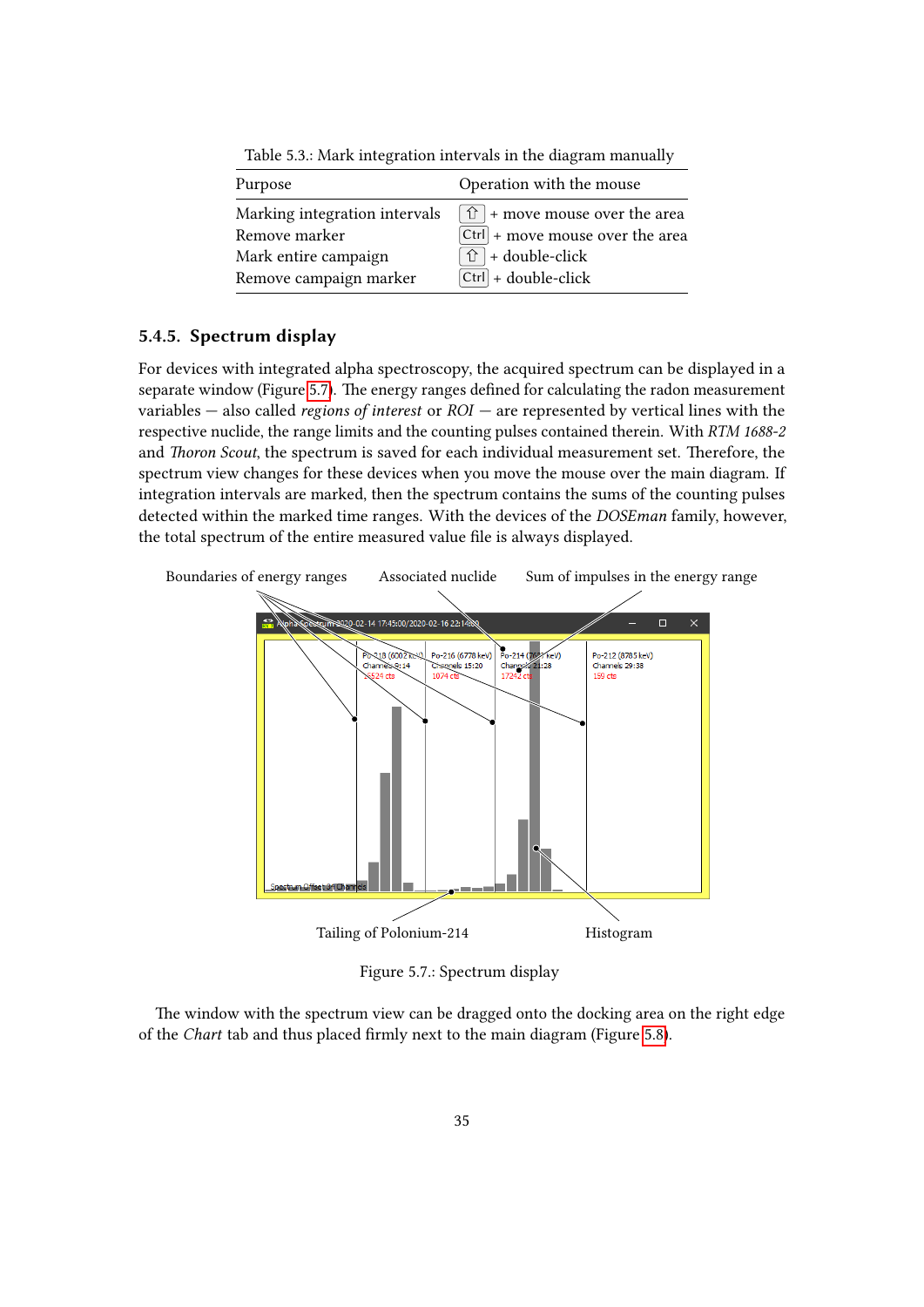Table 5.3.: Mark integration intervals in the diagram manually

| Purpose | Operation with the mouse |
|---|---|
| Marking integration intervals | ⇧ + move mouse over the area |
| Remove marker | Ctrl + move mouse over the area |
| Mark entire campaign | ⇧ + double-click |
| Remove campaign marker | Ctrl + double-click |

### 5.4.5. Spectrum display

For devices with integrated alpha spectroscopy, the acquired spectrum can be displayed in a separate window (Figure 5.7). The energy ranges defined for calculating the radon measurement variables — also called *regions of interest* or *ROI* — are represented by vertical lines with the respective nuclide, the range limits and the counting pulses contained therein. With *RTM 1688-2* and *Thoron Scout*, the spectrum is saved for each individual measurement set. Therefore, the spectrum view changes for these devices when you move the mouse over the main diagram. If integration intervals are marked, then the spectrum contains the sums of the counting pulses detected within the marked time ranges. With the devices of the *DOSEman* family, however, the total spectrum of the entire measured value file is always displayed.

Figure 5.7.: Spectrum display

The window with the spectrum view can be dragged onto the docking area on the right edge of the *Chart* tab and thus placed firmly next to the main diagram (Figure 5.8).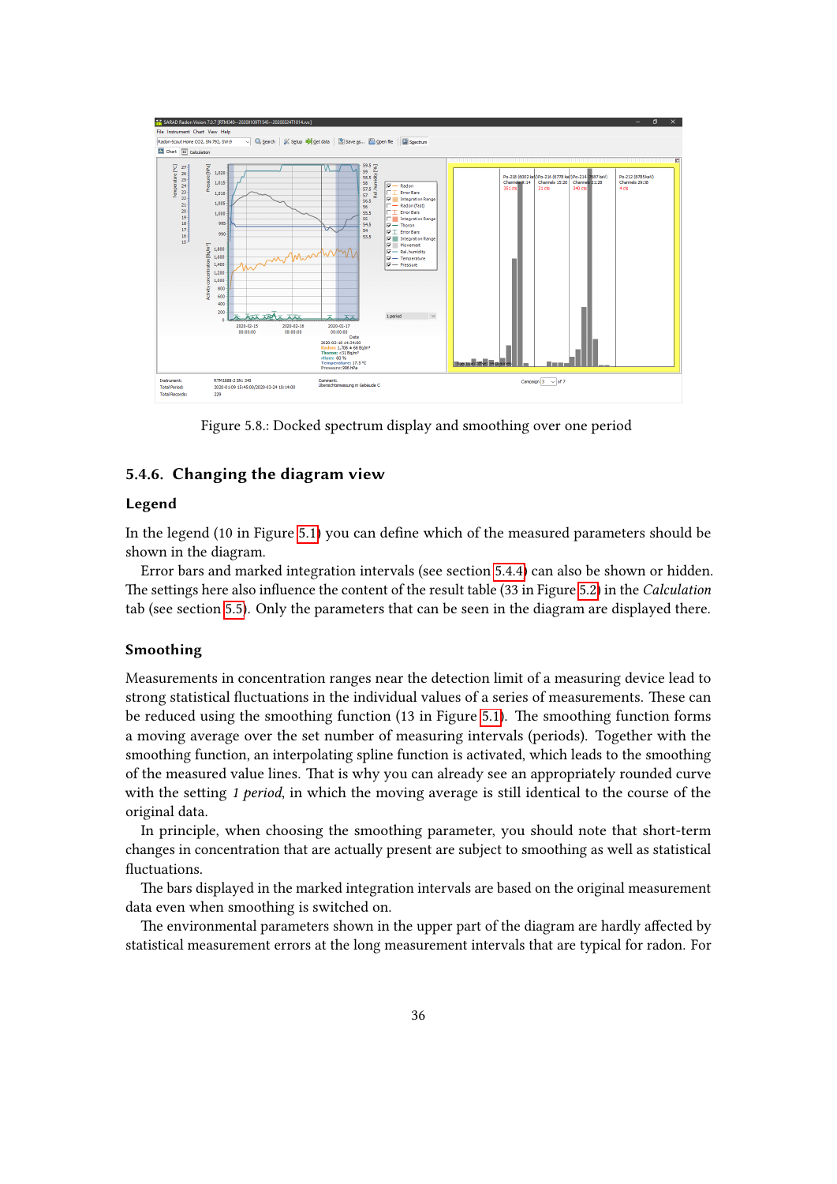Figure 5.8.: Docked spectrum display and smoothing over one period

## 5.4.6. Changing the diagram view

### Legend

In the legend (10 in Figure 5.1) you can define which of the measured parameters should be shown in the diagram.

Error bars and marked integration intervals (see section 5.4.4) can also be shown or hidden. The settings here also influence the content of the result table (33 in Figure 5.2) in the *Calculation* tab (see section 5.5). Only the parameters that can be seen in the diagram are displayed there.

### Smoothing

Measurements in concentration ranges near the detection limit of a measuring device lead to strong statistical fluctuations in the individual values of a series of measurements. These can be reduced using the smoothing function (13 in Figure 5.1). The smoothing function forms a moving average over the set number of measuring intervals (periods). Together with the smoothing function, an interpolating spline function is activated, which leads to the smoothing of the measured value lines. That is why you can already see an appropriately rounded curve with the setting *1 period*, in which the moving average is still identical to the course of the original data.

In principle, when choosing the smoothing parameter, you should note that short-term changes in concentration that are actually present are subject to smoothing as well as statistical fluctuations.

The bars displayed in the marked integration intervals are based on the original measurement data even when smoothing is switched on.

The environmental parameters shown in the upper part of the diagram are hardly affected by statistical measurement errors at the long measurement intervals that are typical for radon. For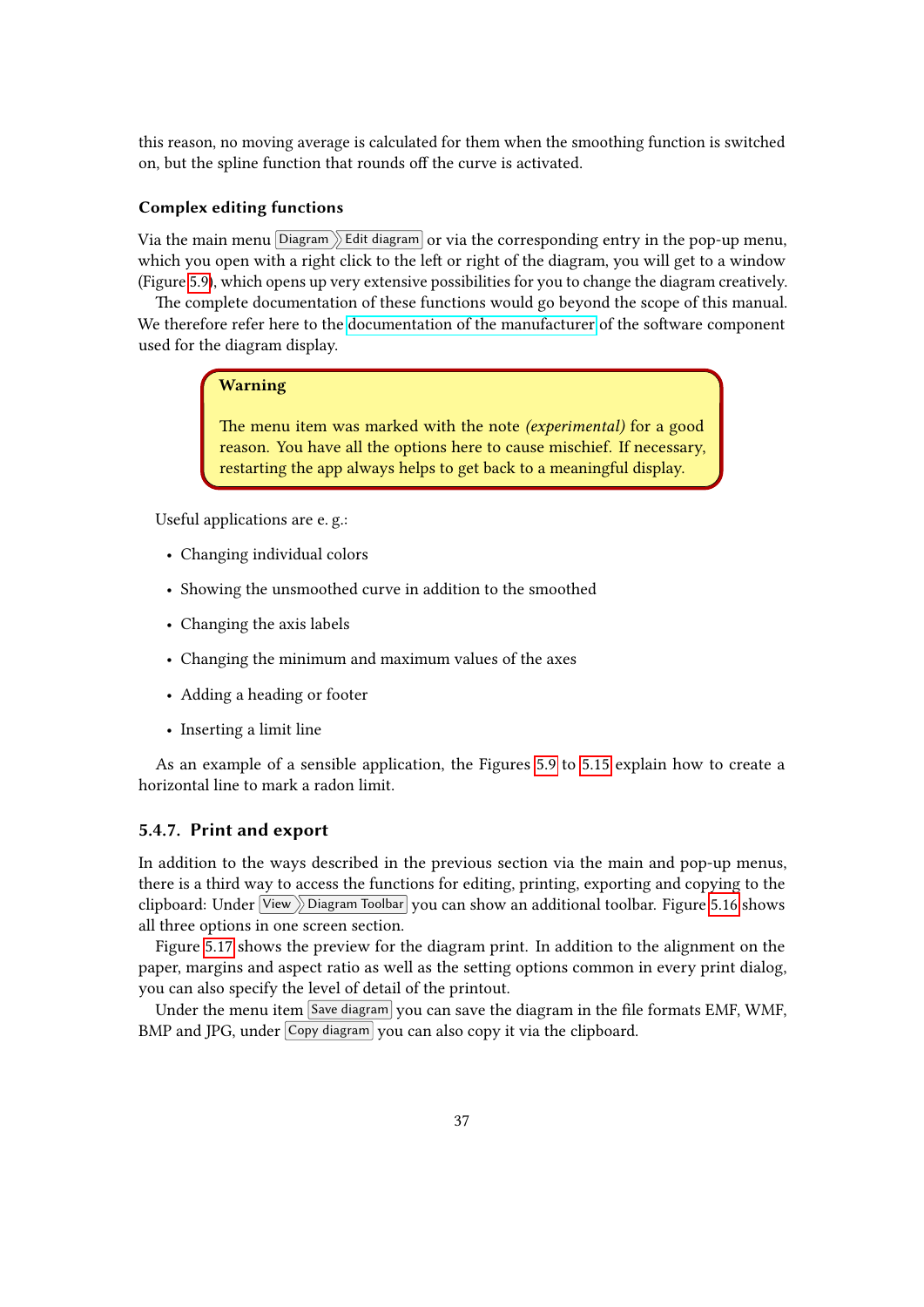this reason, no moving average is calculated for them when the smoothing function is switched on, but the spline function that rounds off the curve is activated.

### Complex editing functions

Via the main menu Diagram › Edit diagram or via the corresponding entry in the pop-up menu, which you open with a right click to the left or right of the diagram, you will get to a window (Figure 5.9), which opens up very extensive possibilities for you to change the diagram creatively.

The complete documentation of these functions would go beyond the scope of this manual. We therefore refer here to the documentation of the manufacturer of the software component used for the diagram display.

> **Warning**
>
> The menu item was marked with the note *(experimental)* for a good reason. You have all the options here to cause mischief. If necessary, restarting the app always helps to get back to a meaningful display.

Useful applications are e. g.:

- Changing individual colors
- Showing the unsmoothed curve in addition to the smoothed
- Changing the axis labels
- Changing the minimum and maximum values of the axes
- Adding a heading or footer
- Inserting a limit line

As an example of a sensible application, the Figures 5.9 to 5.15 explain how to create a horizontal line to mark a radon limit.

## 5.4.7. Print and export

In addition to the ways described in the previous section via the main and pop-up menus, there is a third way to access the functions for editing, printing, exporting and copying to the clipboard: Under View › Diagram Toolbar you can show an additional toolbar. Figure 5.16 shows all three options in one screen section.

Figure 5.17 shows the preview for the diagram print. In addition to the alignment on the paper, margins and aspect ratio as well as the setting options common in every print dialog, you can also specify the level of detail of the printout.

Under the menu item Save diagram you can save the diagram in the file formats EMF, WMF, BMP and JPG, under Copy diagram you can also copy it via the clipboard.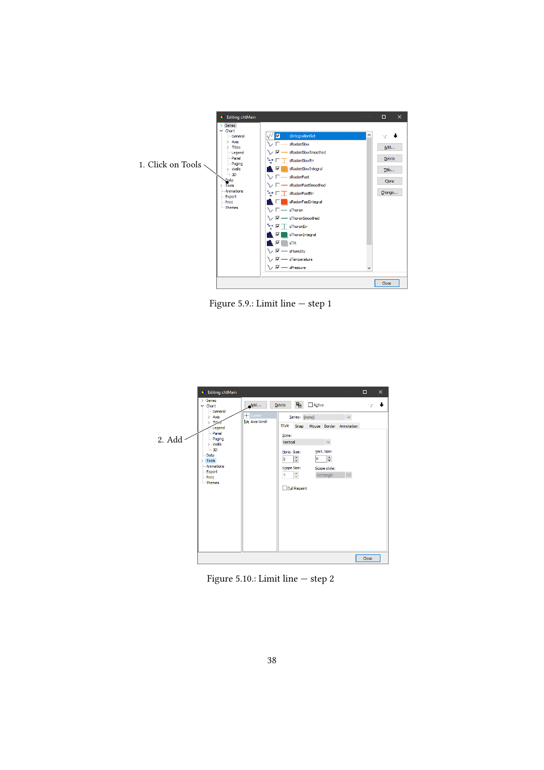Figure 5.9.: Limit line — step 1

Figure 5.10.: Limit line — step 2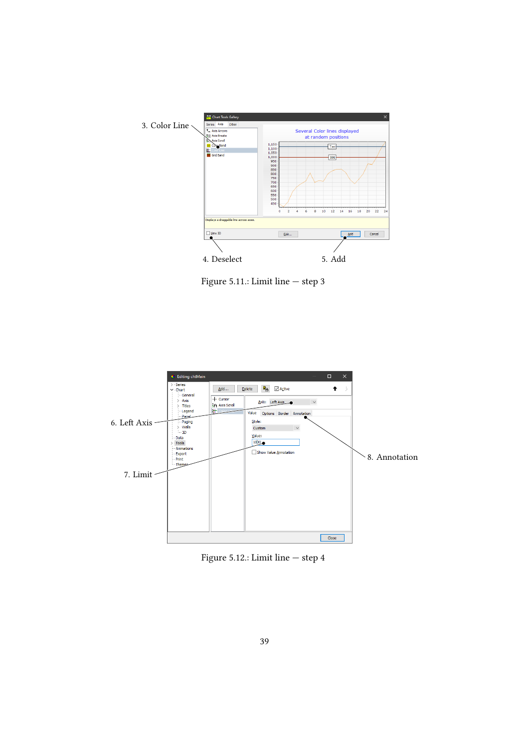3. Color Line

4. Deselect

5. Add

Figure 5.11.: Limit line — step 3

6. Left Axis

7. Limit

8. Annotation

Figure 5.12.: Limit line — step 4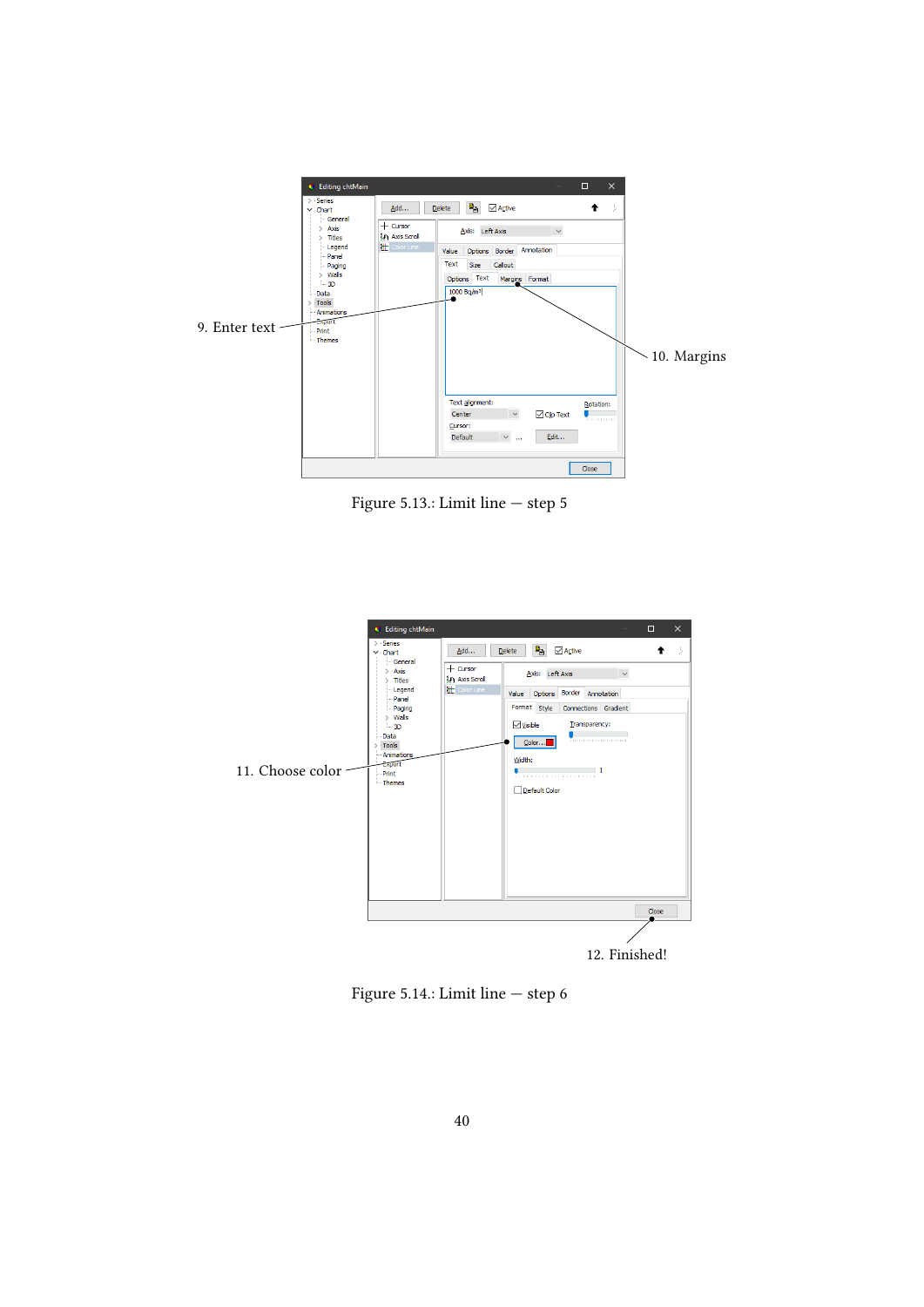9. Enter text

10. Margins

Figure 5.13.: Limit line — step 5

11. Choose color

12. Finished!

Figure 5.14.: Limit line — step 6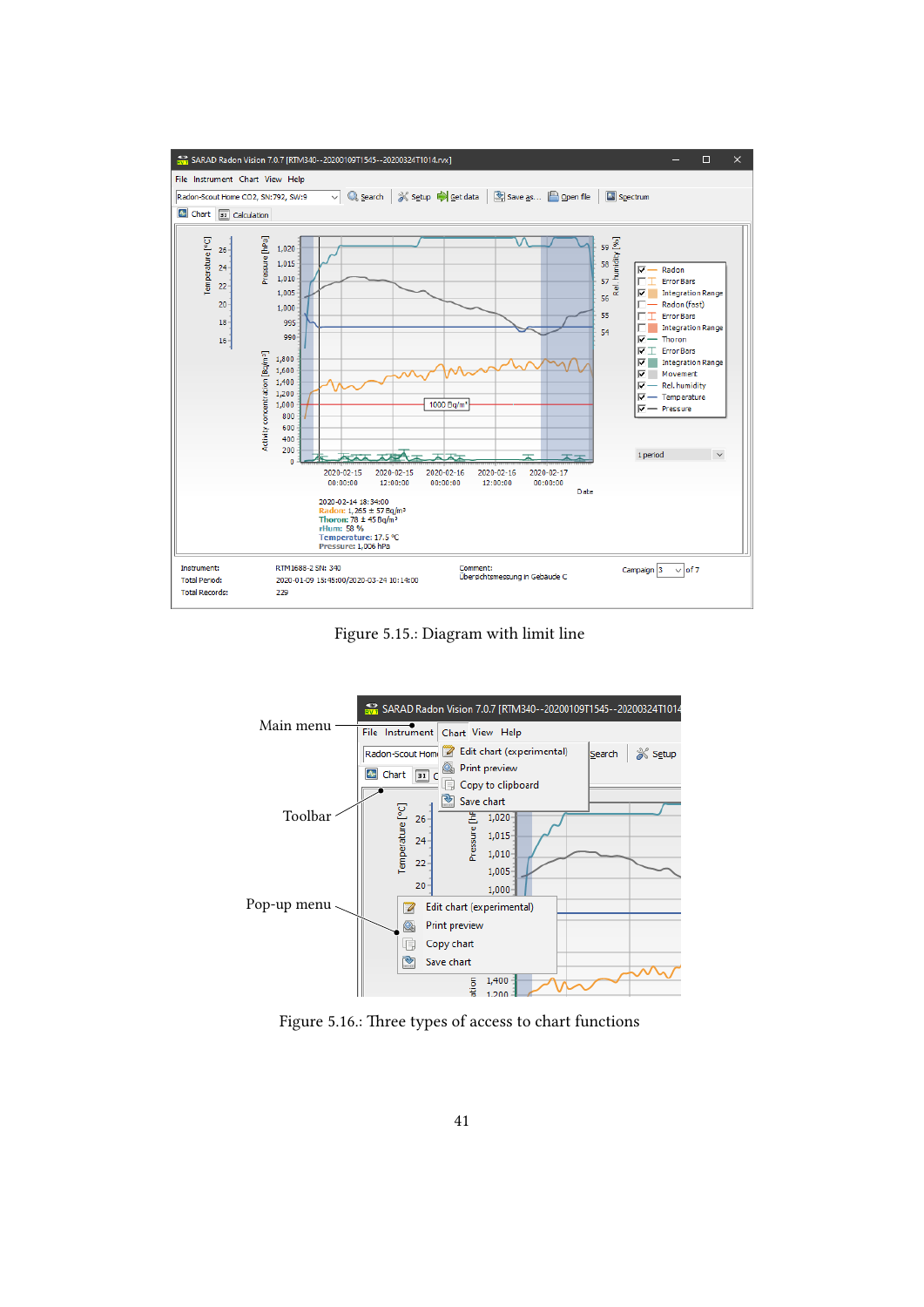Figure 5.15.: Diagram with limit line

Figure 5.16.: Three types of access to chart functions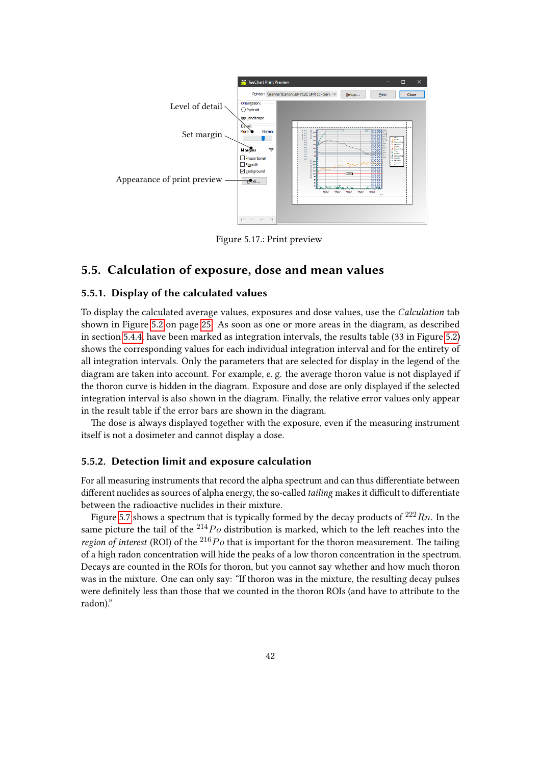Figure 5.17.: Print preview

## 5.5. Calculation of exposure, dose and mean values

### 5.5.1. Display of the calculated values

To display the calculated average values, exposures and dose values, use the *Calculation* tab shown in Figure 5.2 on page 25. As soon as one or more areas in the diagram, as described in section 5.4.4 have been marked as integration intervals, the results table (33 in Figure 5.2) shows the corresponding values for each individual integration interval and for the entirety of all integration intervals. Only the parameters that are selected for display in the legend of the diagram are taken into account. For example, e. g. the average thoron value is not displayed if the thoron curve is hidden in the diagram. Exposure and dose are only displayed if the selected integration interval is also shown in the diagram. Finally, the relative error values only appear in the result table if the error bars are shown in the diagram.

The dose is always displayed together with the exposure, even if the measuring instrument itself is not a dosimeter and cannot display a dose.

### 5.5.2. Detection limit and exposure calculation

For all measuring instruments that record the alpha spectrum and can thus differentiate between different nuclides as sources of alpha energy, the so-called *tailing* makes it difficult to differentiate between the radioactive nuclides in their mixture.

Figure 5.7 shows a spectrum that is typically formed by the decay products of $^{222}Rn$. In the same picture the tail of the $^{214}Po$ distribution is marked, which to the left reaches into the *region of interest* (ROI) of the $^{216}Po$ that is important for the thoron measurement. The tailing of a high radon concentration will hide the peaks of a low thoron concentration in the spectrum. Decays are counted in the ROIs for thoron, but you cannot say whether and how much thoron was in the mixture. One can only say: "If thoron was in the mixture, the resulting decay pulses were definitely less than those that we counted in the thoron ROIs (and have to attribute to the radon)."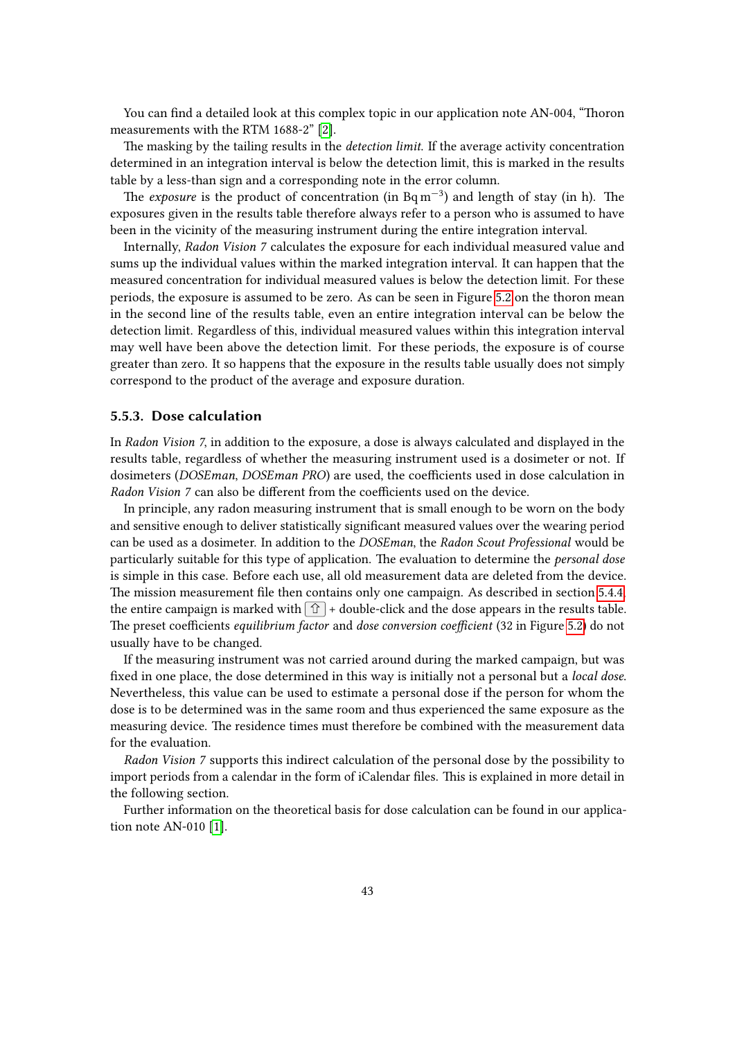You can find a detailed look at this complex topic in our application note AN-004, "Thoron measurements with the RTM 1688-2" [2].

The masking by the tailing results in the *detection limit*. If the average activity concentration determined in an integration interval is below the detection limit, this is marked in the results table by a less-than sign and a corresponding note in the error column.

The *exposure* is the product of concentration (in $\mathrm{Bq\,m^{-3}}$) and length of stay (in h). The exposures given in the results table therefore always refer to a person who is assumed to have been in the vicinity of the measuring instrument during the entire integration interval.

Internally, *Radon Vision 7* calculates the exposure for each individual measured value and sums up the individual values within the marked integration interval. It can happen that the measured concentration for individual measured values is below the detection limit. For these periods, the exposure is assumed to be zero. As can be seen in Figure 5.2 on the thoron mean in the second line of the results table, even an entire integration interval can be below the detection limit. Regardless of this, individual measured values within this integration interval may well have been above the detection limit. For these periods, the exposure is of course greater than zero. It so happens that the exposure in the results table usually does not simply correspond to the product of the average and exposure duration.

### 5.5.3. Dose calculation

In *Radon Vision 7*, in addition to the exposure, a dose is always calculated and displayed in the results table, regardless of whether the measuring instrument used is a dosimeter or not. If dosimeters (*DOSEman*, *DOSEman PRO*) are used, the coefficients used in dose calculation in *Radon Vision 7* can also be different from the coefficients used on the device.

In principle, any radon measuring instrument that is small enough to be worn on the body and sensitive enough to deliver statistically significant measured values over the wearing period can be used as a dosimeter. In addition to the *DOSEman*, the *Radon Scout Professional* would be particularly suitable for this type of application. The evaluation to determine the *personal dose* is simple in this case. Before each use, all old measurement data are deleted from the device. The mission measurement file then contains only one campaign. As described in section 5.4.4, the entire campaign is marked with ⇧ + double-click and the dose appears in the results table. The preset coefficients *equilibrium factor* and *dose conversion coefficient* (32 in Figure 5.2) do not usually have to be changed.

If the measuring instrument was not carried around during the marked campaign, but was fixed in one place, the dose determined in this way is initially not a personal but a *local dose*. Nevertheless, this value can be used to estimate a personal dose if the person for whom the dose is to be determined was in the same room and thus experienced the same exposure as the measuring device. The residence times must therefore be combined with the measurement data for the evaluation.

*Radon Vision 7* supports this indirect calculation of the personal dose by the possibility to import periods from a calendar in the form of iCalendar files. This is explained in more detail in the following section.

Further information on the theoretical basis for dose calculation can be found in our application note AN-010 [1].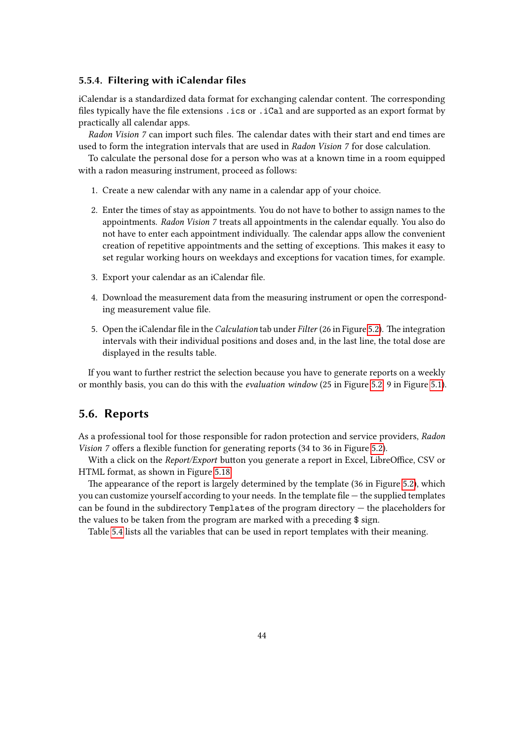### 5.5.4. Filtering with iCalendar files

iCalendar is a standardized data format for exchanging calendar content. The corresponding files typically have the file extensions `.ics` or `.iCal` and are supported as an export format by practically all calendar apps.

*Radon Vision 7* can import such files. The calendar dates with their start and end times are used to form the integration intervals that are used in *Radon Vision 7* for dose calculation.

To calculate the personal dose for a person who was at a known time in a room equipped with a radon measuring instrument, proceed as follows:

1. Create a new calendar with any name in a calendar app of your choice.
2. Enter the times of stay as appointments. You do not have to bother to assign names to the appointments. *Radon Vision 7* treats all appointments in the calendar equally. You also do not have to enter each appointment individually. The calendar apps allow the convenient creation of repetitive appointments and the setting of exceptions. This makes it easy to set regular working hours on weekdays and exceptions for vacation times, for example.
3. Export your calendar as an iCalendar file.
4. Download the measurement data from the measuring instrument or open the corresponding measurement value file.
5. Open the iCalendar file in the *Calculation* tab under *Filter* (26 in Figure 5.2). The integration intervals with their individual positions and doses and, in the last line, the total dose are displayed in the results table.

If you want to further restrict the selection because you have to generate reports on a weekly or monthly basis, you can do this with the *evaluation window* (25 in Figure 5.2, 9 in Figure 5.1).

## 5.6. Reports

As a professional tool for those responsible for radon protection and service providers, *Radon Vision 7* offers a flexible function for generating reports (34 to 36 in Figure 5.2).

With a click on the *Report/Export* button you generate a report in Excel, LibreOffice, CSV or HTML format, as shown in Figure 5.18.

The appearance of the report is largely determined by the template (36 in Figure 5.2), which you can customize yourself according to your needs. In the template file — the supplied templates can be found in the subdirectory `Templates` of the program directory — the placeholders for the values to be taken from the program are marked with a preceding $ sign.

Table 5.4 lists all the variables that can be used in report templates with their meaning.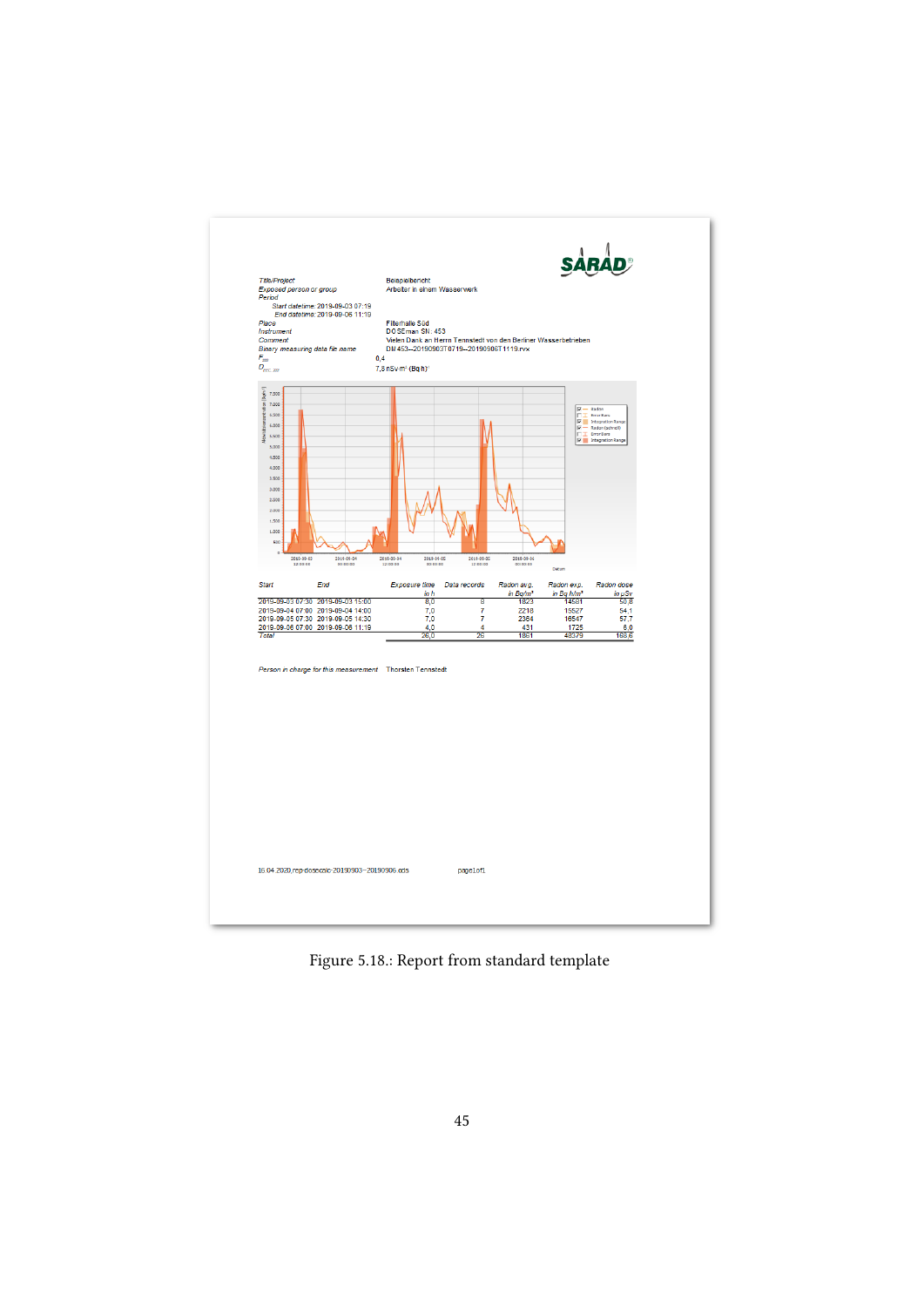SARAD

| | |
|---|---|
| *Title/Project* | Beispielbericht |
| *Exposed person or group* | Arbeiter in einem Wasserwerk |
| *Period* | |
| *Start datetime:* 2019-09-03 07:19 | |
| *End datetime:* 2019-09-06 11:19 | |
| *Place* | Filterhalle 50d |
| *Instrument* | DOSEman SN: 453 |
| *Comment* | Vielen Dank an Herrn Tennstedt von den Berliner Wasserbetrieben |
| *Binary measuring data file name* | DM453--20190903T0719--20190906T1119.rvx |
| $F_{eq}$ | 0,4 |
| $D_{EEC,222}$ | 7,8 nSv m³ (Bq h)⁻¹ |

| *Start* | *End* | *Exposure time in h* | *Data records* | *Radon avg. in Bq/m³* | *Radon exp. in Bq h/m³* | *Radon dose in µSv* |
|---|---|---|---|---|---|---|
| 2019-09-03 07:30 | 2019-09-03 15:00 | 8,0 | 8 | 1823 | 14581 | 50.8 |
| 2019-09-04 07:00 | 2019-09-04 14:00 | 7,0 | 7 | 2218 | 15527 | 54.1 |
| 2019-09-05 07:30 | 2019-09-05 14:30 | 7,0 | 7 | 2364 | 16547 | 57.7 |
| 2019-09-06 07:00 | 2019-09-06 11:19 | 4,0 | 4 | 431 | 1725 | 6.0 |
| *Total* | | 26,0 | 26 | 1861 | 48379 | 168.6 |

*Person in charge for this measurement* Thorsten Tennstedt

16.04.2020,rep-dosecalc-20190903--20190906.ods page1of1

Figure 5.18.: Report from standard template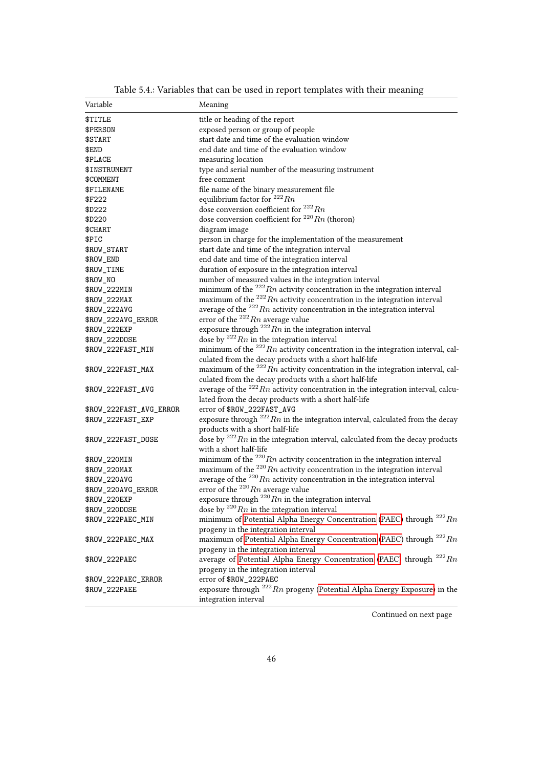Table 5.4.: Variables that can be used in report templates with their meaning

| Variable | Meaning |
|---|---|
| $TITLE | title or heading of the report |
| $PERSON | exposed person or group of people |
| $START | start date and time of the evaluation window |
| $END | end date and time of the evaluation window |
| $PLACE | measuring location |
| $INSTRUMENT | type and serial number of the measuring instrument |
| $COMMENT | free comment |
| $FILENAME | file name of the binary measurement file |
| $F222 | equilibrium factor for $^{222}Rn$ |
| $D222 | dose conversion coefficient for $^{222}Rn$ |
| $D220 | dose conversion coefficient for $^{220}Rn$ (thoron) |
| $CHART | diagram image |
| $PIC | person in charge for the implementation of the measurement |
| $ROW_START | start date and time of the integration interval |
| $ROW_END | end date and time of the integration interval |
| $ROW_TIME | duration of exposure in the integration interval |
| $ROW_NO | number of measured values in the integration interval |
| $ROW_222MIN | minimum of the $^{222}Rn$ activity concentration in the integration interval |
| $ROW_222MAX | maximum of the $^{222}Rn$ activity concentration in the integration interval |
| $ROW_222AVG | average of the $^{222}Rn$ activity concentration in the integration interval |
| $ROW_222AVG_ERROR | error of the $^{222}Rn$ average value |
| $ROW_222EXP | exposure through $^{222}Rn$ in the integration interval |
| $ROW_222DOSE | dose by $^{222}Rn$ in the integration interval |
| $ROW_222FAST_MIN | minimum of the $^{222}Rn$ activity concentration in the integration interval, calculated from the decay products with a short half-life |
| $ROW_222FAST_MAX | maximum of the $^{222}Rn$ activity concentration in the integration interval, calculated from the decay products with a short half-life |
| $ROW_222FAST_AVG | average of the $^{222}Rn$ activity concentration in the integration interval, calculated from the decay products with a short half-life |
| $ROW_222FAST_AVG_ERROR | error of $ROW_222FAST_AVG |
| $ROW_222FAST_EXP | exposure through $^{222}Rn$ in the integration interval, calculated from the decay products with a short half-life |
| $ROW_222FAST_DOSE | dose by $^{222}Rn$ in the integration interval, calculated from the decay products with a short half-life |
| $ROW_220MIN | minimum of the $^{220}Rn$ activity concentration in the integration interval |
| $ROW_220MAX | maximum of the $^{220}Rn$ activity concentration in the integration interval |
| $ROW_220AVG | average of the $^{220}Rn$ activity concentration in the integration interval |
| $ROW_220AVG_ERROR | error of the $^{220}Rn$ average value |
| $ROW_220EXP | exposure through $^{220}Rn$ in the integration interval |
| $ROW_220DOSE | dose by $^{220}Rn$ in the integration interval |
| $ROW_222PAEC_MIN | minimum of Potential Alpha Energy Concentration (PAEC) through $^{222}Rn$ progeny in the integration interval |
| $ROW_222PAEC_MAX | maximum of Potential Alpha Energy Concentration (PAEC) through $^{222}Rn$ progeny in the integration interval |
| $ROW_222PAEC | average of Potential Alpha Energy Concentration (PAEC) through $^{222}Rn$ progeny in the integration interval |
| $ROW_222PAEC_ERROR | error of $ROW_222PAEC |
| $ROW_222PAEE | exposure through $^{222}Rn$ progeny (Potential Alpha Energy Exposure) in the integration interval |

Continued on next page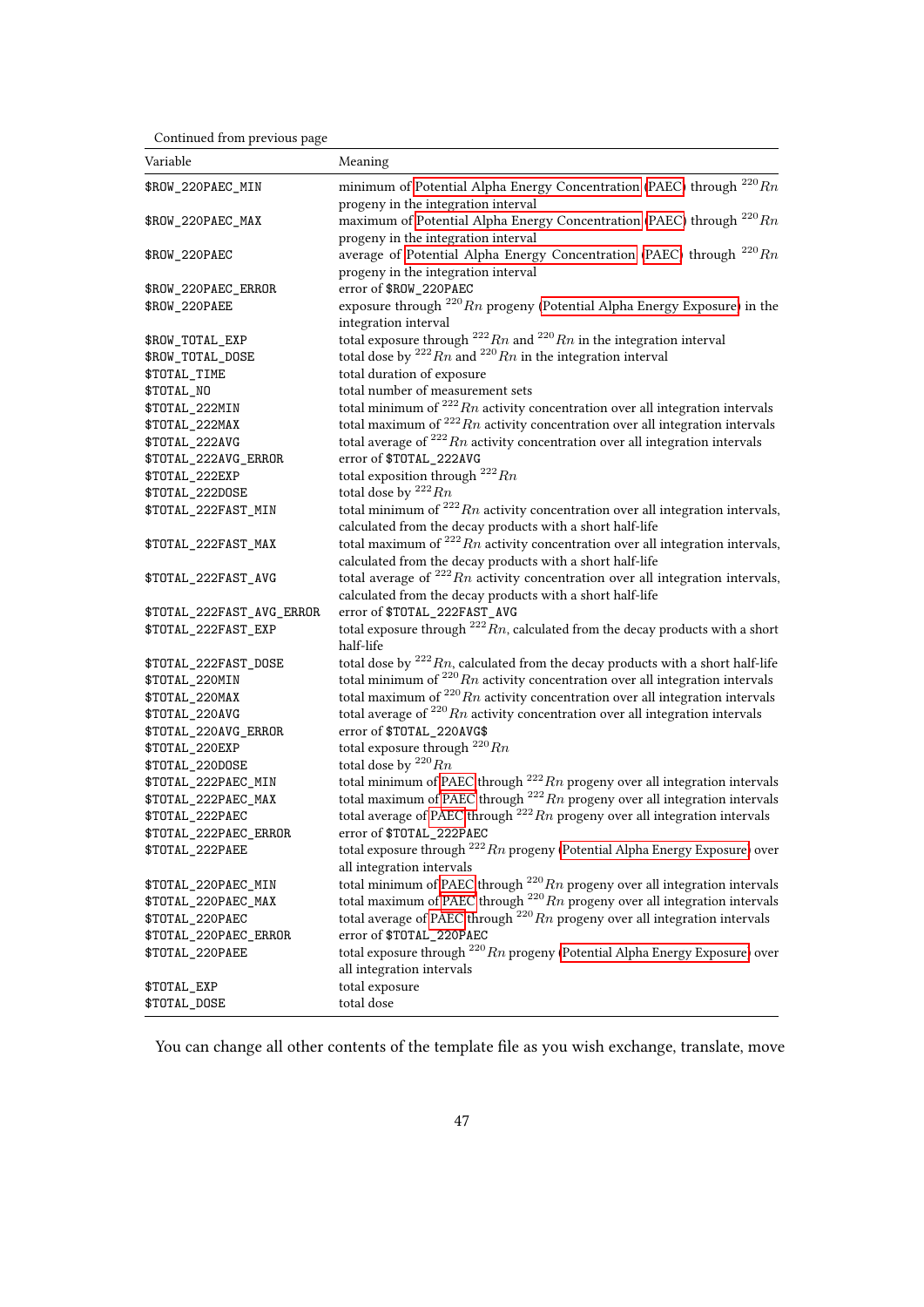Continued from previous page

| Variable | Meaning |
|---|---|
| $ROW_220PAEC_MIN | minimum of Potential Alpha Energy Concentration (PAEC) through $^{220}Rn$ progeny in the integration interval |
| $ROW_220PAEC_MAX | maximum of Potential Alpha Energy Concentration (PAEC) through $^{220}Rn$ progeny in the integration interval |
| $ROW_220PAEC | average of Potential Alpha Energy Concentration (PAEC) through $^{220}Rn$ progeny in the integration interval |
| $ROW_220PAEC_ERROR | error of $ROW_220PAEC |
| $ROW_220PAEE | exposure through $^{220}Rn$ progeny (Potential Alpha Energy Exposure) in the integration interval |
| $ROW_TOTAL_EXP | total exposure through $^{222}Rn$ and $^{220}Rn$ in the integration interval |
| $ROW_TOTAL_DOSE | total dose by $^{222}Rn$ and $^{220}Rn$ in the integration interval |
| $TOTAL_TIME | total duration of exposure |
| $TOTAL_NO | total number of measurement sets |
| $TOTAL_222MIN | total minimum of $^{222}Rn$ activity concentration over all integration intervals |
| $TOTAL_222MAX | total maximum of $^{222}Rn$ activity concentration over all integration intervals |
| $TOTAL_222AVG | total average of $^{222}Rn$ activity concentration over all integration intervals |
| $TOTAL_222AVG_ERROR | error of $TOTAL_222AVG |
| $TOTAL_222EXP | total exposition through $^{222}Rn$ |
| $TOTAL_222DOSE | total dose by $^{222}Rn$ |
| $TOTAL_222FAST_MIN | total minimum of $^{222}Rn$ activity concentration over all integration intervals, calculated from the decay products with a short half-life |
| $TOTAL_222FAST_MAX | total maximum of $^{222}Rn$ activity concentration over all integration intervals, calculated from the decay products with a short half-life |
| $TOTAL_222FAST_AVG | total average of $^{222}Rn$ activity concentration over all integration intervals, calculated from the decay products with a short half-life |
| $TOTAL_222FAST_AVG_ERROR | error of $TOTAL_222FAST_AVG |
| $TOTAL_222FAST_EXP | total exposure through $^{222}Rn$, calculated from the decay products with a short half-life |
| $TOTAL_222FAST_DOSE | total dose by $^{222}Rn$, calculated from the decay products with a short half-life |
| $TOTAL_220MIN | total minimum of $^{220}Rn$ activity concentration over all integration intervals |
| $TOTAL_220MAX | total maximum of $^{220}Rn$ activity concentration over all integration intervals |
| $TOTAL_220AVG | total average of $^{220}Rn$ activity concentration over all integration intervals |
| $TOTAL_220AVG_ERROR | error of $TOTAL_220AVG$ |
| $TOTAL_220EXP | total exposure through $^{220}Rn$ |
| $TOTAL_220DOSE | total dose by $^{220}Rn$ |
| $TOTAL_222PAEC_MIN | total minimum of PAEC through $^{222}Rn$ progeny over all integration intervals |
| $TOTAL_222PAEC_MAX | total maximum of PAEC through $^{222}Rn$ progeny over all integration intervals |
| $TOTAL_222PAEC | total average of PAEC through $^{222}Rn$ progeny over all integration intervals |
| $TOTAL_222PAEC_ERROR | error of $TOTAL_222PAEC |
| $TOTAL_222PAEE | total exposure through $^{222}Rn$ progeny (Potential Alpha Energy Exposure) over all integration intervals |
| $TOTAL_220PAEC_MIN | total minimum of PAEC through $^{220}Rn$ progeny over all integration intervals |
| $TOTAL_220PAEC_MAX | total maximum of PAEC through $^{220}Rn$ progeny over all integration intervals |
| $TOTAL_220PAEC | total average of PAEC through $^{220}Rn$ progeny over all integration intervals |
| $TOTAL_220PAEC_ERROR | error of $TOTAL_220PAEC |
| $TOTAL_220PAEE | total exposure through $^{220}Rn$ progeny (Potential Alpha Energy Exposure) over all integration intervals |
| $TOTAL_EXP | total exposure |
| $TOTAL_DOSE | total dose |

You can change all other contents of the template file as you wish exchange, translate, move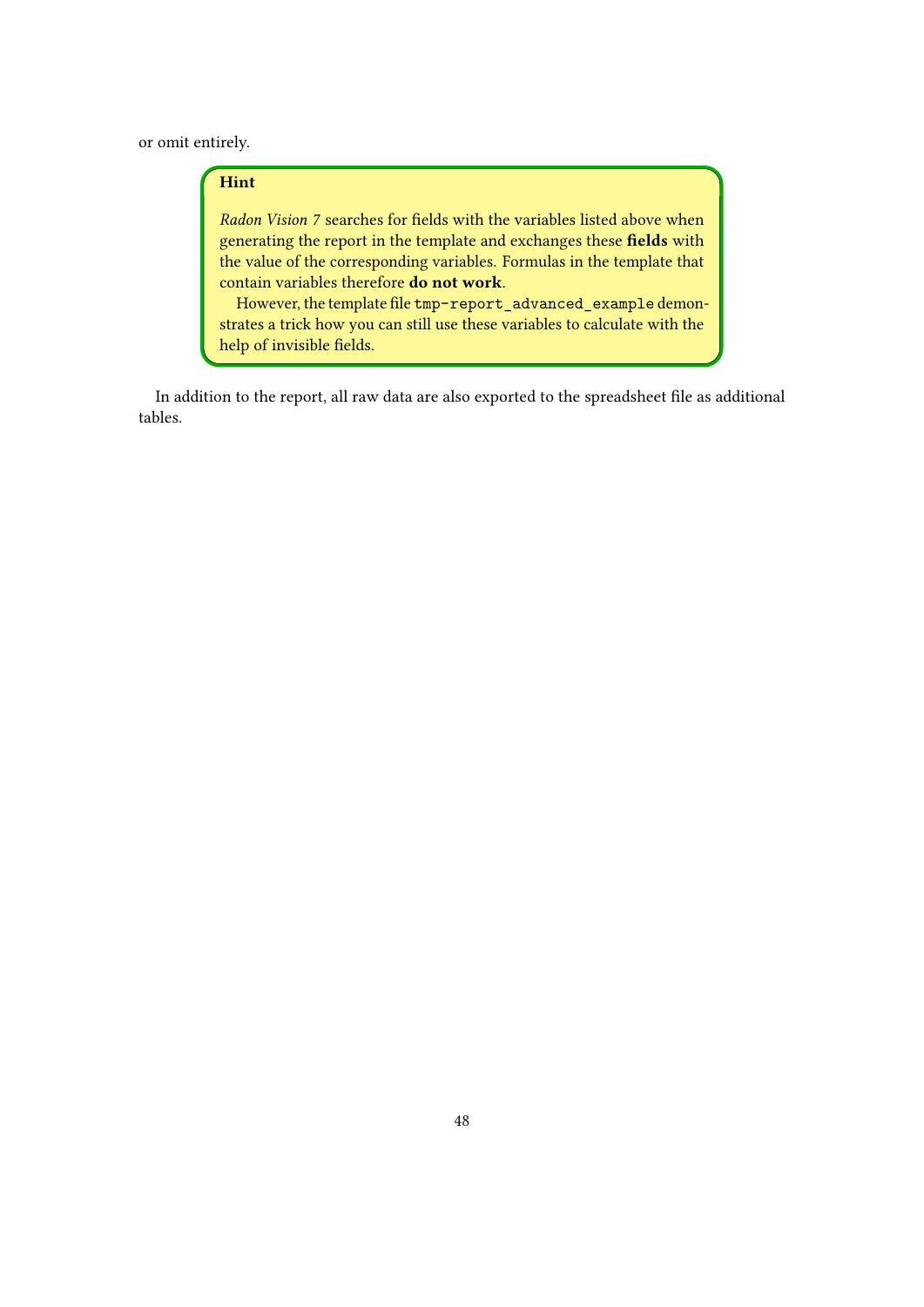or omit entirely.

> **Hint**
>
> *Radon Vision 7* searches for fields with the variables listed above when generating the report in the template and exchanges these **fields** with the value of the corresponding variables. Formulas in the template that contain variables therefore **do not work**.
>
> However, the template file `tmp-report_advanced_example` demonstrates a trick how you can still use these variables to calculate with the help of invisible fields.

In addition to the report, all raw data are also exported to the spreadsheet file as additional tables.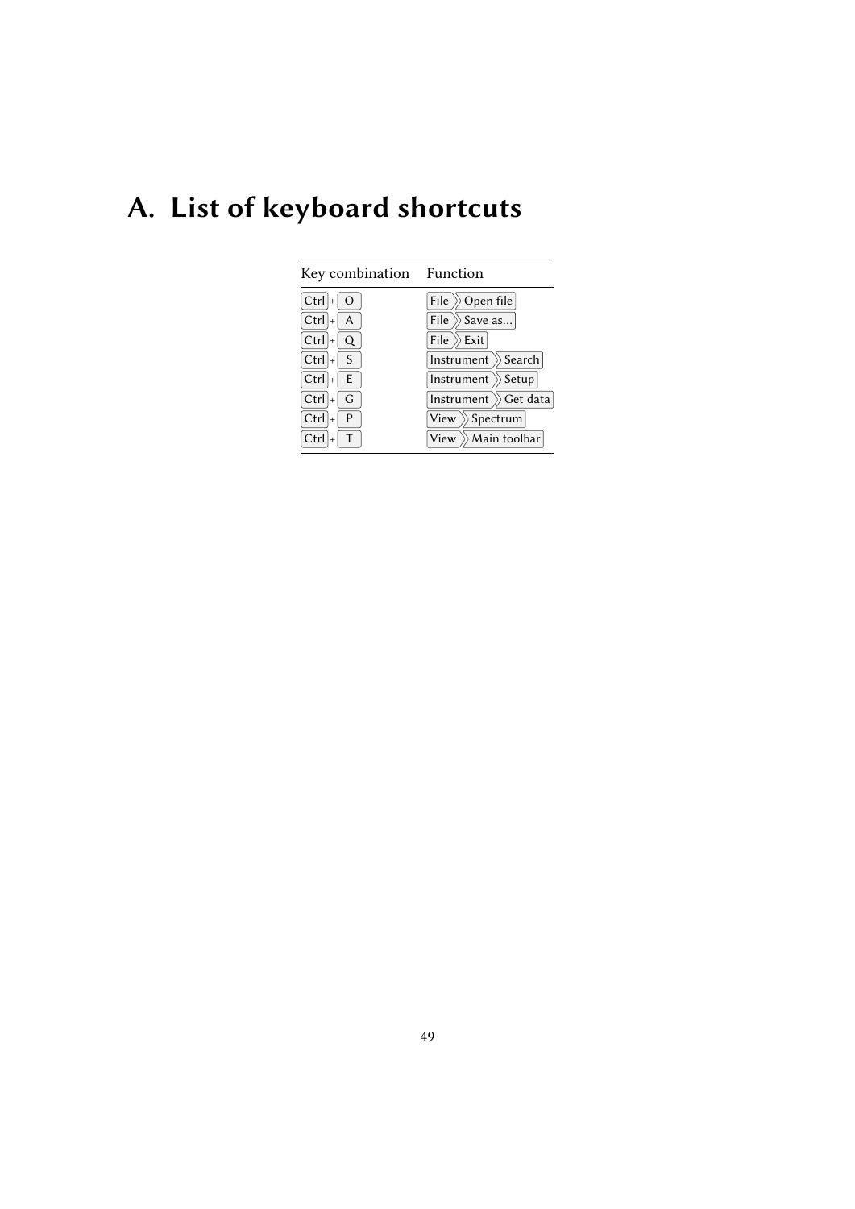# A. List of keyboard shortcuts

| Key combination | Function |
|---|---|
| Ctrl + O | File › Open file |
| Ctrl + A | File › Save as... |
| Ctrl + Q | File › Exit |
| Ctrl + S | Instrument › Search |
| Ctrl + E | Instrument › Setup |
| Ctrl + G | Instrument › Get data |
| Ctrl + P | View › Spectrum |
| Ctrl + T | View › Main toolbar |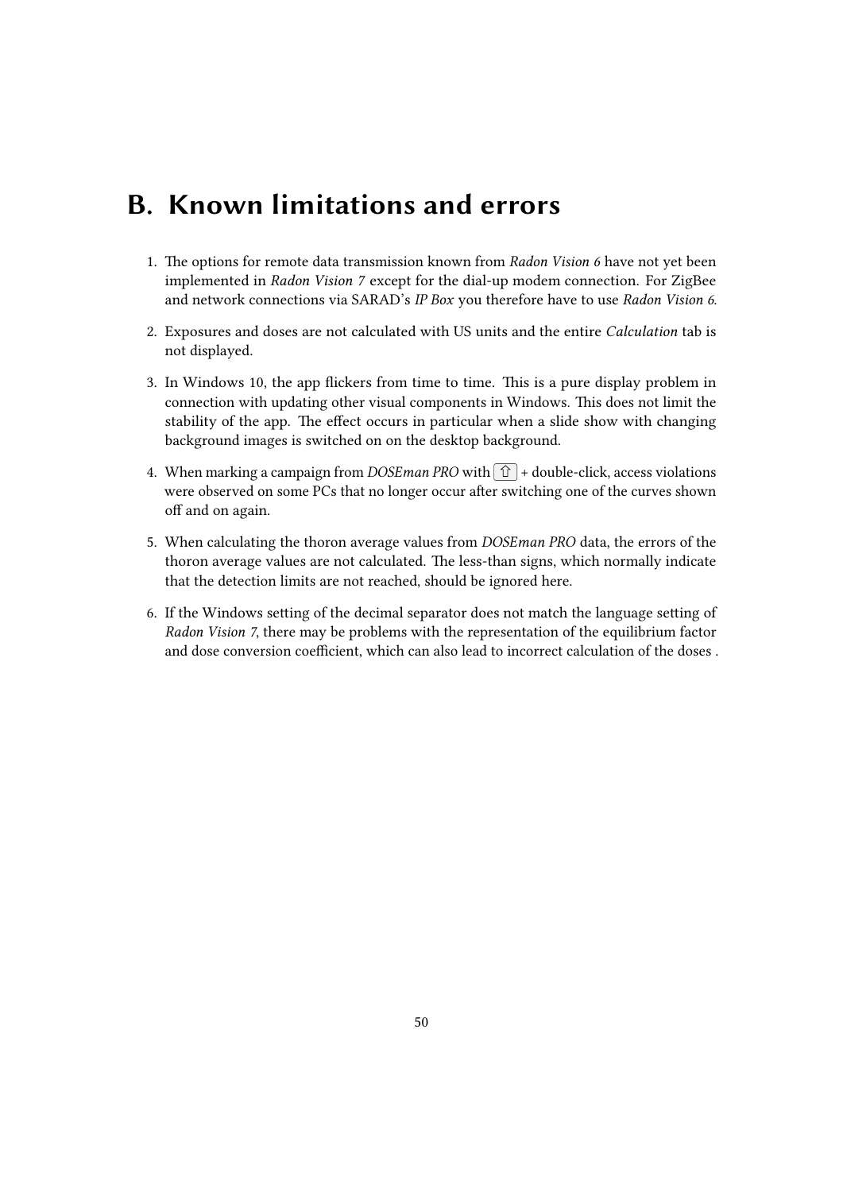# B. Known limitations and errors

1. The options for remote data transmission known from *Radon Vision 6* have not yet been implemented in *Radon Vision 7* except for the dial-up modem connection. For ZigBee and network connections via SARAD's *IP Box* you therefore have to use *Radon Vision 6*.

2. Exposures and doses are not calculated with US units and the entire *Calculation* tab is not displayed.

3. In Windows 10, the app flickers from time to time. This is a pure display problem in connection with updating other visual components in Windows. This does not limit the stability of the app. The effect occurs in particular when a slide show with changing background images is switched on on the desktop background.

4. When marking a campaign from *DOSEman PRO* with ⇧ + double-click, access violations were observed on some PCs that no longer occur after switching one of the curves shown off and on again.

5. When calculating the thoron average values from *DOSEman PRO* data, the errors of the thoron average values are not calculated. The less-than signs, which normally indicate that the detection limits are not reached, should be ignored here.

6. If the Windows setting of the decimal separator does not match the language setting of *Radon Vision 7*, there may be problems with the representation of the equilibrium factor and dose conversion coefficient, which can also lead to incorrect calculation of the doses .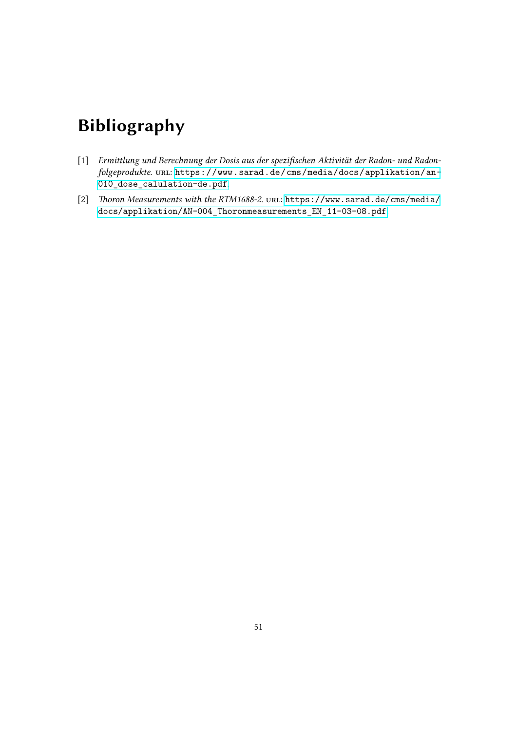# Bibliography

[1] *Ermittlung und Berechnung der Dosis aus der spezifischen Aktivität der Radon- und Radonfolgeprodukte.* URL: https://www.sarad.de/cms/media/docs/applikation/an-010_dose_calulation-de.pdf.

[2] *Thoron Measurements with the RTM1688-2.* URL: https://www.sarad.de/cms/media/docs/applikation/AN-004_Thoronmeasurements_EN_11-03-08.pdf.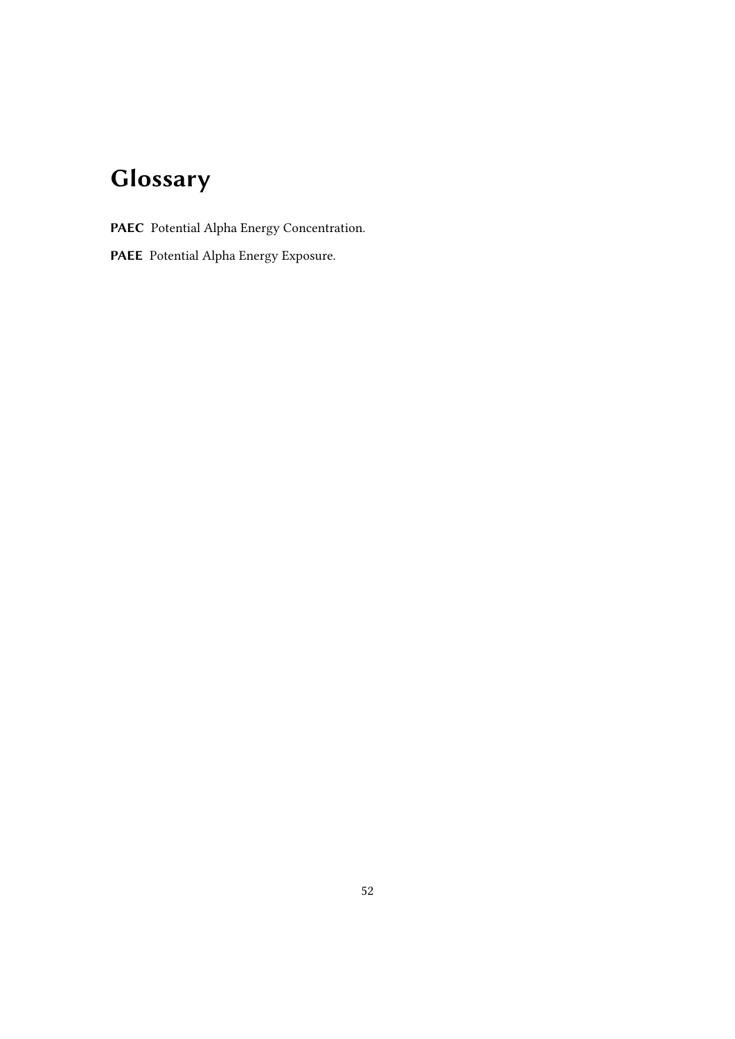# Glossary

**PAEC** Potential Alpha Energy Concentration.

**PAEE** Potential Alpha Energy Exposure.